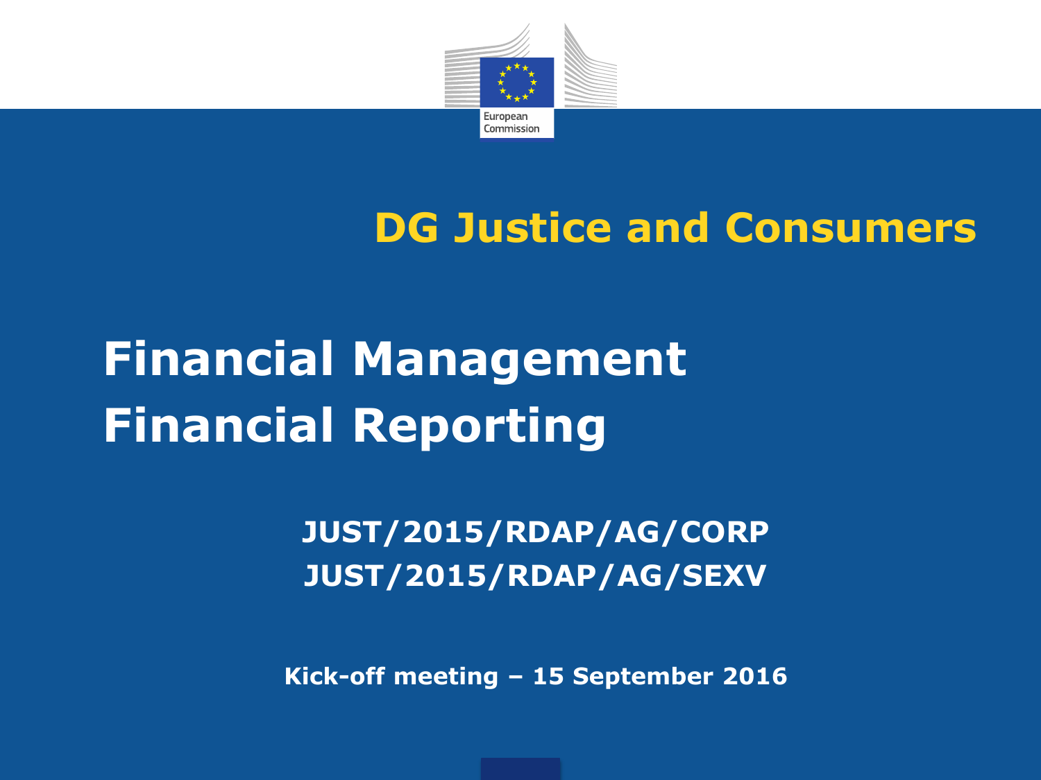European Commission

## DG Justice and Consumers

# Financial Management
# Financial Reporting

**JUST/2015/RDAP/AG/CORP**
**JUST/2015/RDAP/AG/SEXV**

**Kick-off meeting – 15 September 2016**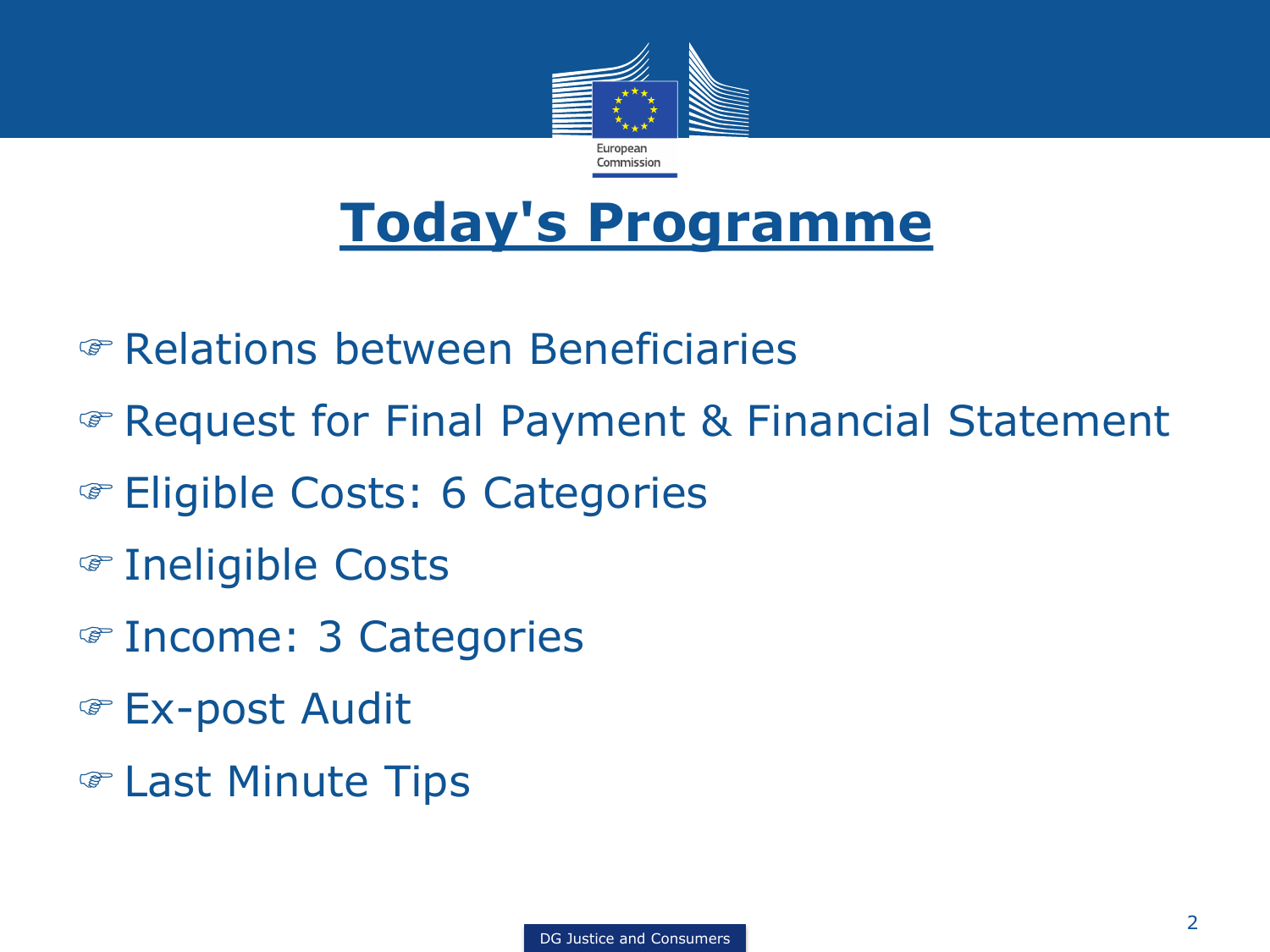# Today's Programme

- ☞ Relations between Beneficiaries
- ☞ Request for Final Payment & Financial Statement
- ☞ Eligible Costs: 6 Categories
- ☞ Ineligible Costs
- ☞ Income: 3 Categories
- ☞ Ex-post Audit
- ☞ Last Minute Tips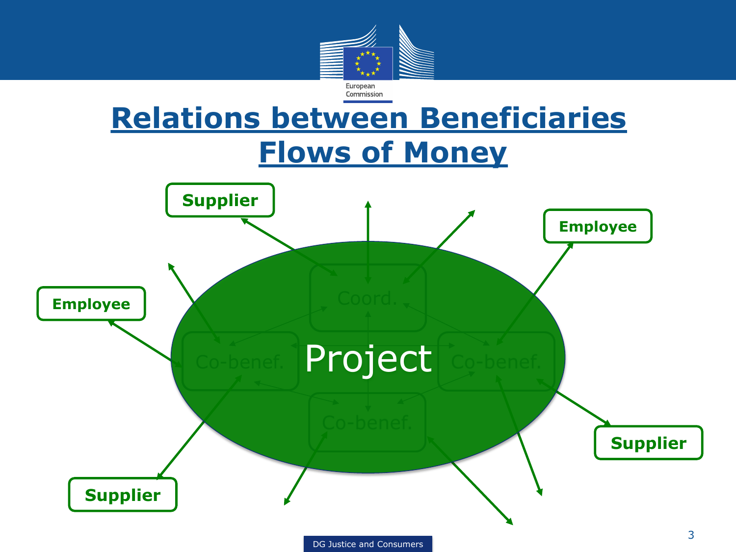# Relations between Beneficiaries

## Flows of Money

Supplier

Employee

Employee

Coord.

Co-benef.

Project

Co-benef.

Co-benef.

Supplier

Supplier

DG Justice and Consumers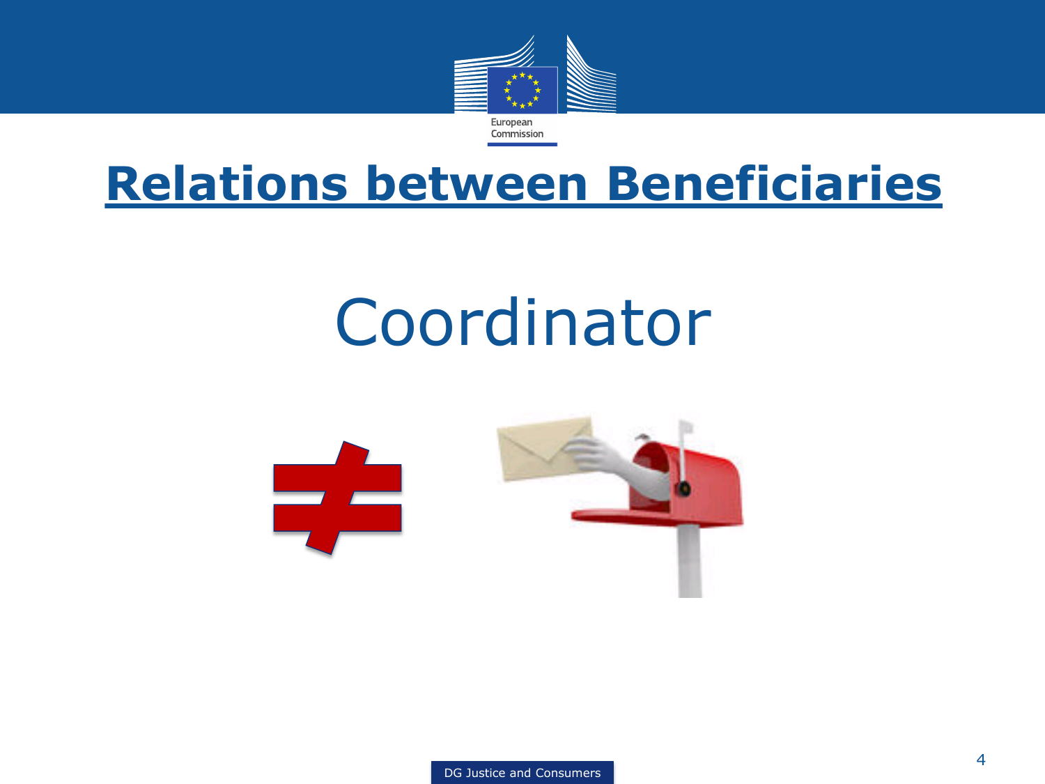# Relations between Beneficiaries

Coordinator ≠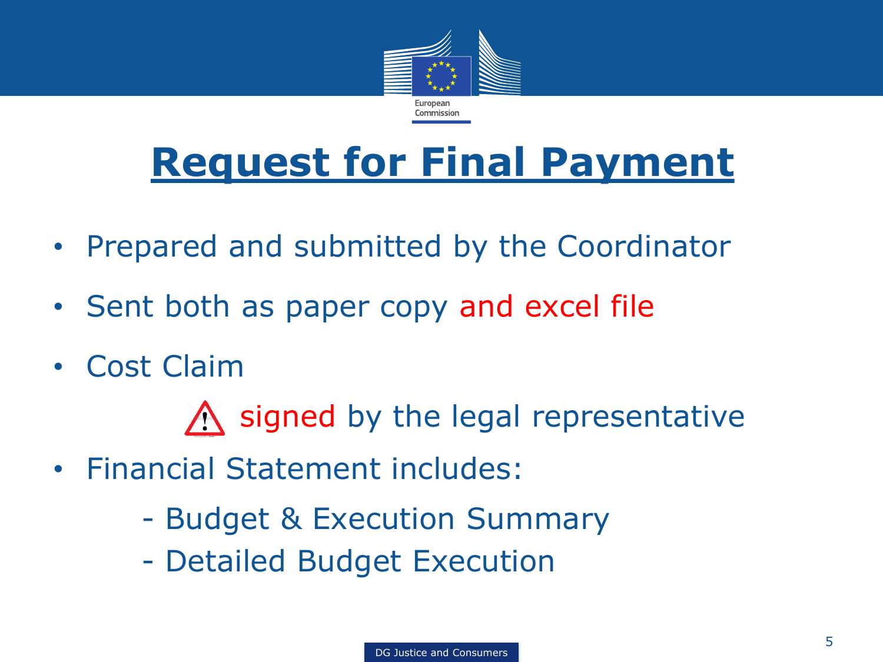# Request for Final Payment

- Prepared and submitted by the Coordinator
- Sent both as paper copy and excel file
- Cost Claim

  ⚠ signed by the legal representative

- Financial Statement includes:
  - Budget & Execution Summary
  - Detailed Budget Execution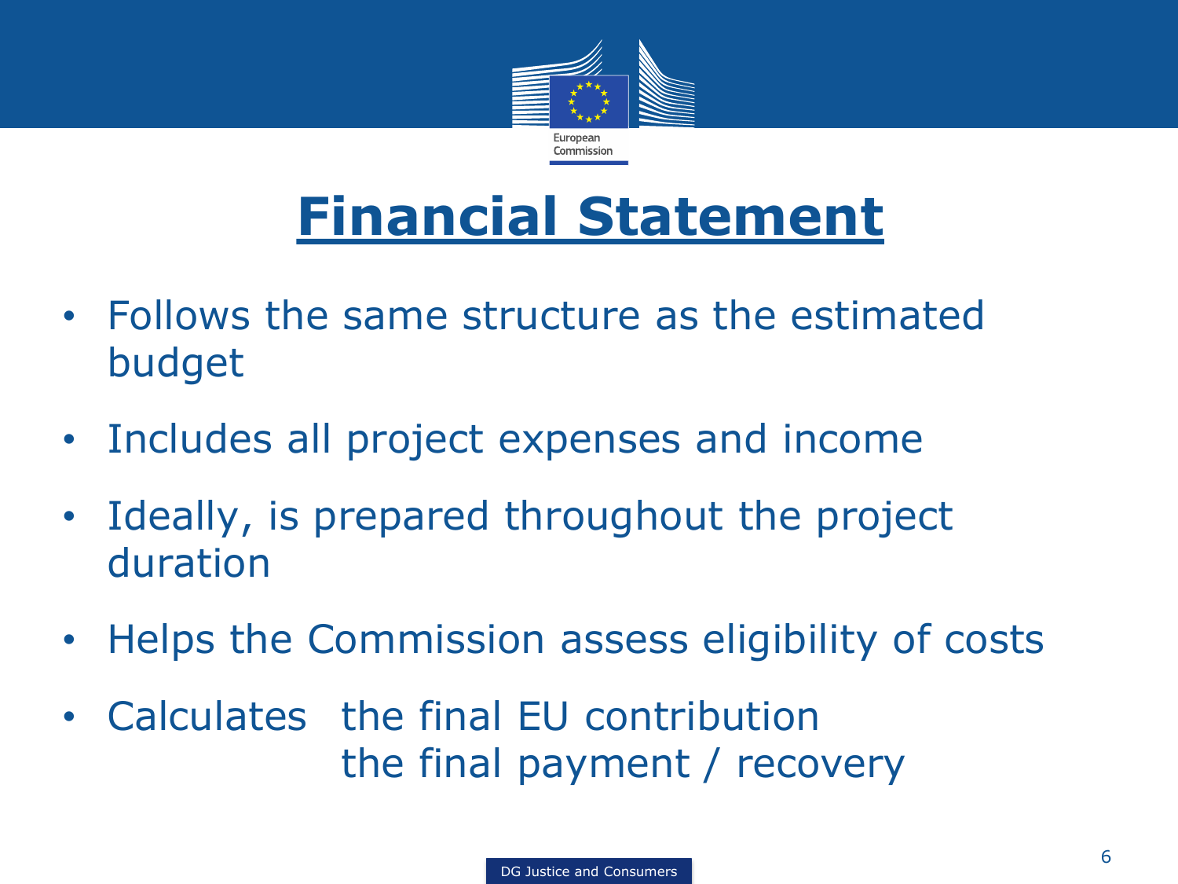# Financial Statement

- Follows the same structure as the estimated budget
- Includes all project expenses and income
- Ideally, is prepared throughout the project duration
- Helps the Commission assess eligibility of costs
- Calculates the final EU contribution
  the final payment / recovery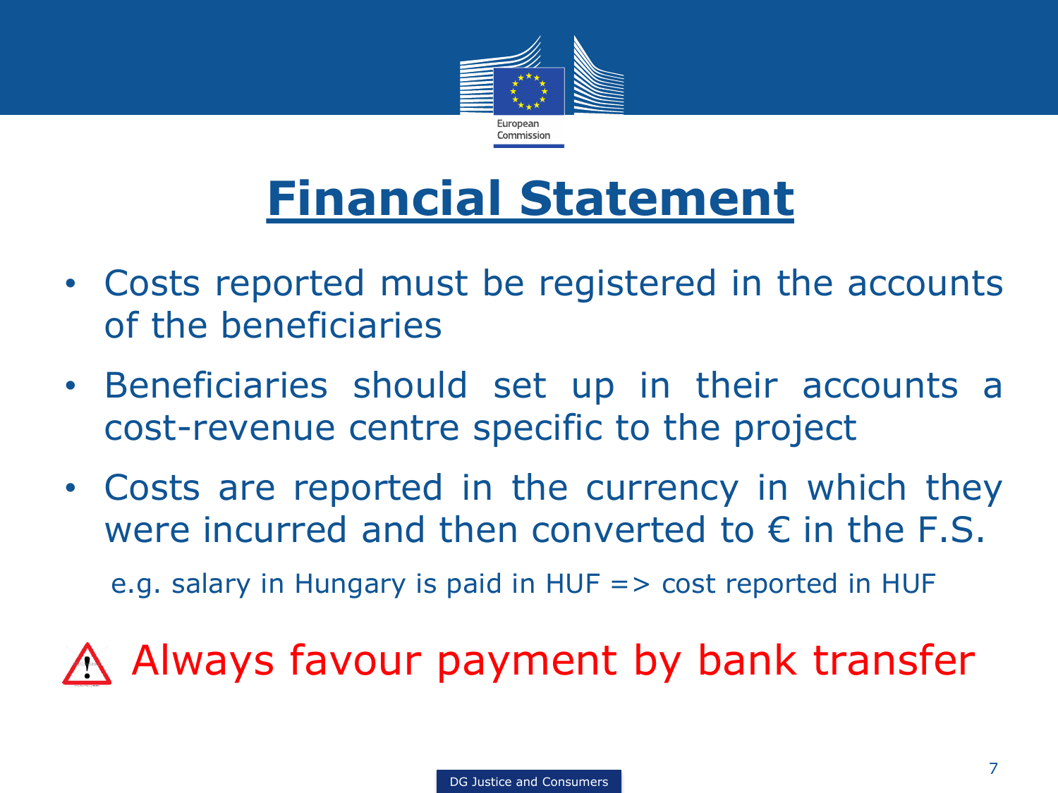# Financial Statement

- Costs reported must be registered in the accounts of the beneficiaries
- Beneficiaries should set up in their accounts a cost-revenue centre specific to the project
- Costs are reported in the currency in which they were incurred and then converted to € in the F.S.

  e.g. salary in Hungary is paid in HUF => cost reported in HUF

⚠ Always favour payment by bank transfer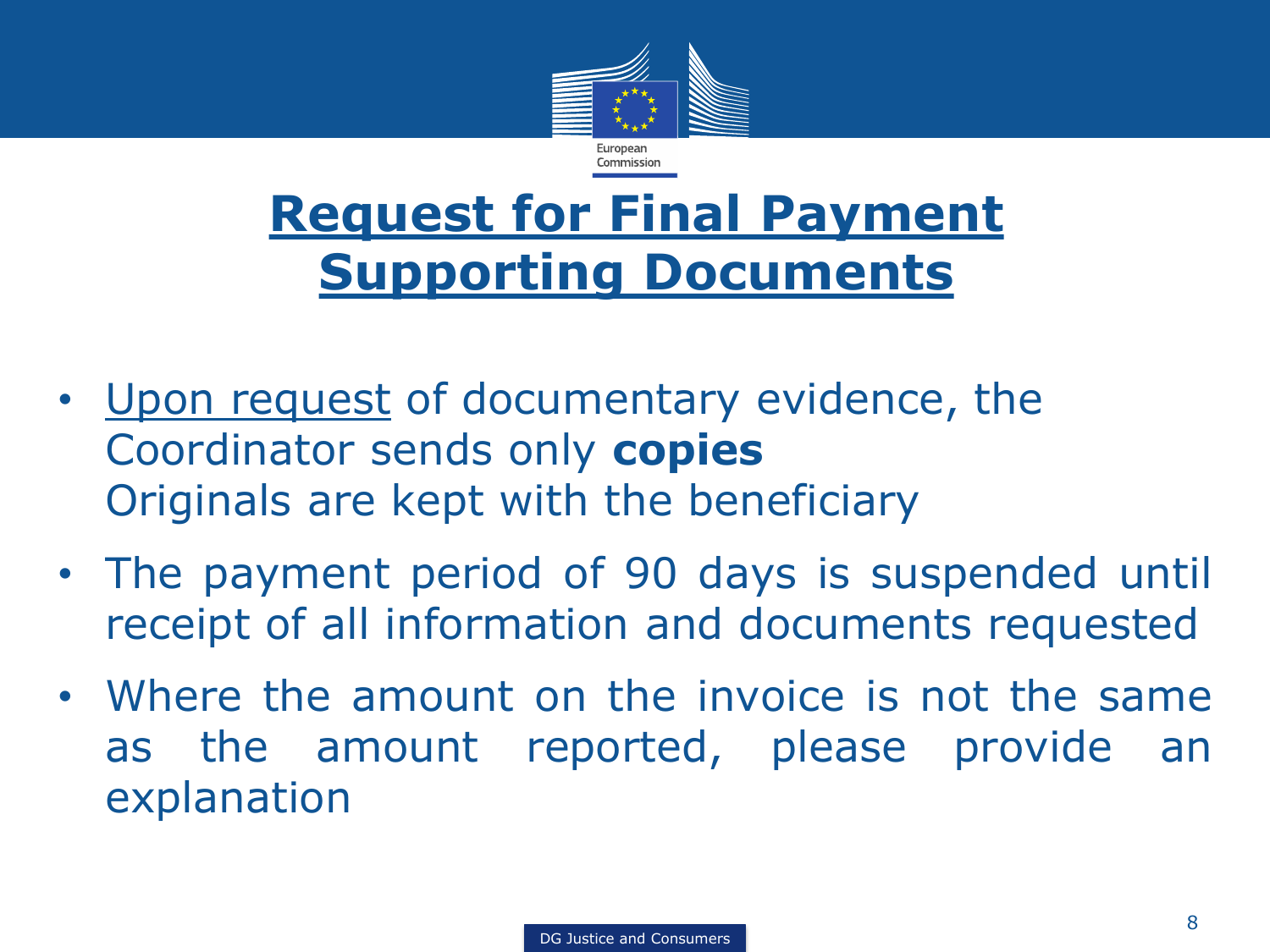# Request for Final Payment Supporting Documents

- Upon request of documentary evidence, the Coordinator sends only **copies**
  Originals are kept with the beneficiary
- The payment period of 90 days is suspended until receipt of all information and documents requested
- Where the amount on the invoice is not the same as the amount reported, please provide an explanation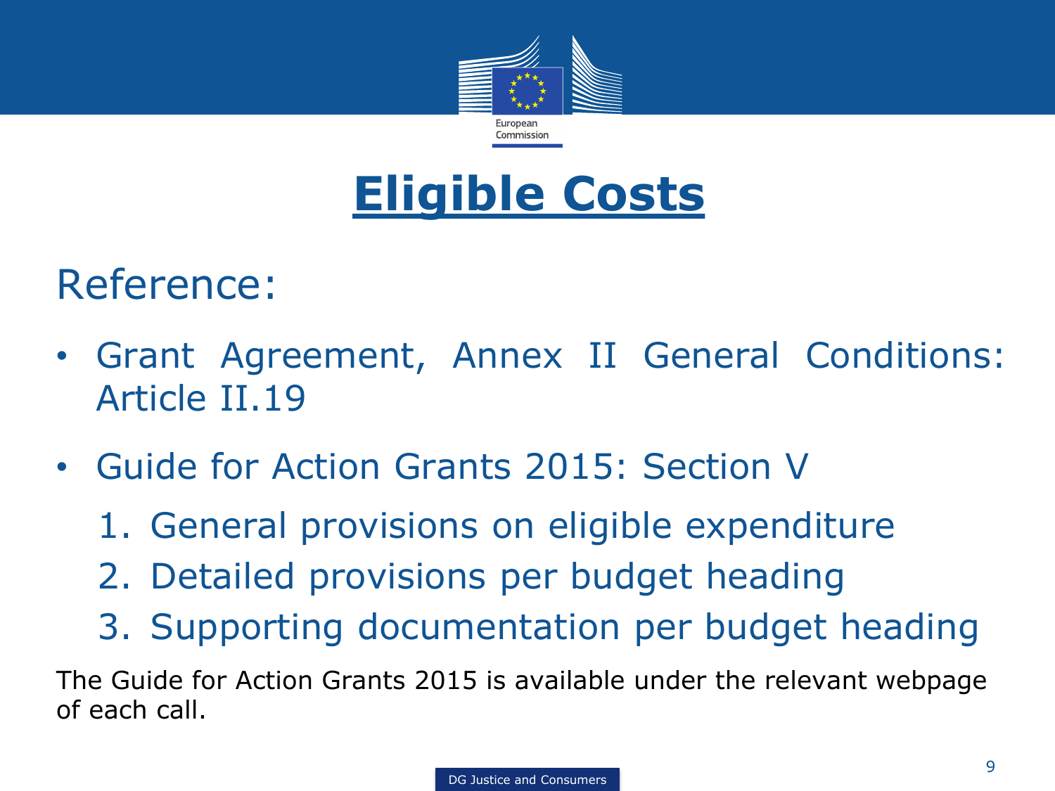# Eligible Costs

## Reference:

- Grant Agreement, Annex II General Conditions: Article II.19
- Guide for Action Grants 2015: Section V
  1. General provisions on eligible expenditure
  2. Detailed provisions per budget heading
  3. Supporting documentation per budget heading

The Guide for Action Grants 2015 is available under the relevant webpage of each call.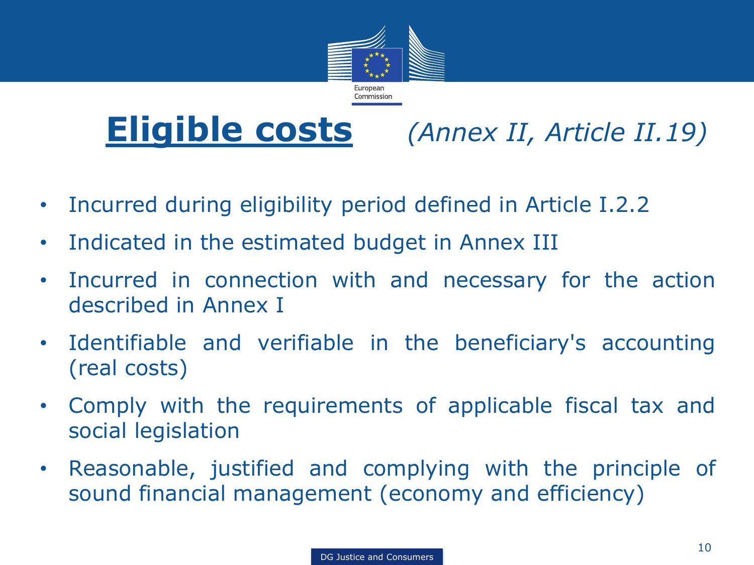# Eligible costs *(Annex II, Article II.19)*

- Incurred during eligibility period defined in Article I.2.2
- Indicated in the estimated budget in Annex III
- Incurred in connection with and necessary for the action described in Annex I
- Identifiable and verifiable in the beneficiary's accounting (real costs)
- Comply with the requirements of applicable fiscal tax and social legislation
- Reasonable, justified and complying with the principle of sound financial management (economy and efficiency)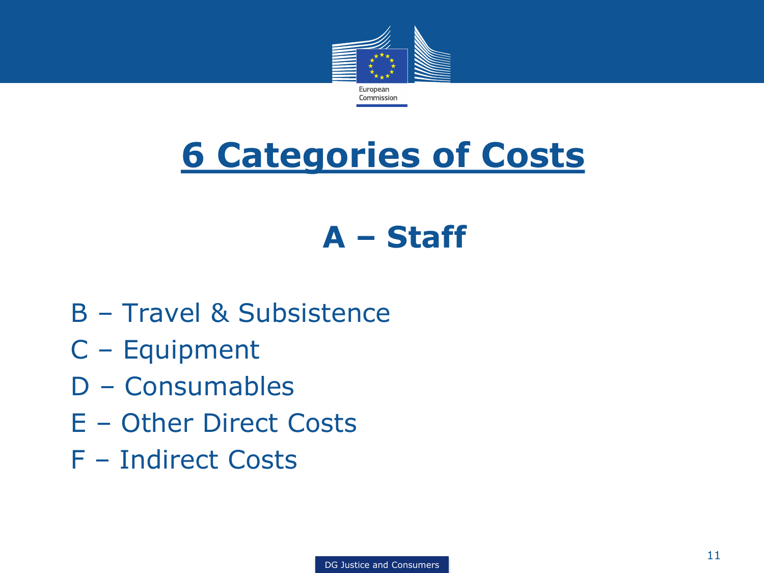# 6 Categories of Costs

## A – Staff

B – Travel & Subsistence

C – Equipment

D – Consumables

E – Other Direct Costs

F – Indirect Costs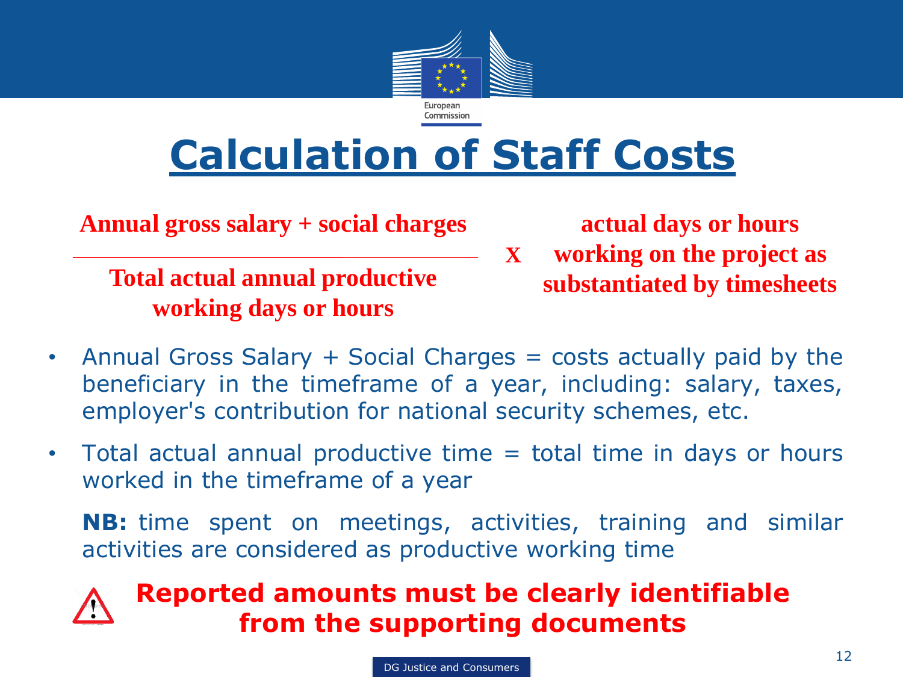# Calculation of Staff Costs

$$\frac{\text{Annual gross salary + social charges}}{\text{Total actual annual productive working days or hours}} \times \text{actual days or hours working on the project as substantiated by timesheets}$$

- Annual Gross Salary + Social Charges = costs actually paid by the beneficiary in the timeframe of a year, including: salary, taxes, employer's contribution for national security schemes, etc.
- Total actual annual productive time = total time in days or hours worked in the timeframe of a year

  **NB:** time spent on meetings, activities, training and similar activities are considered as productive working time

**Reported amounts must be clearly identifiable from the supporting documents**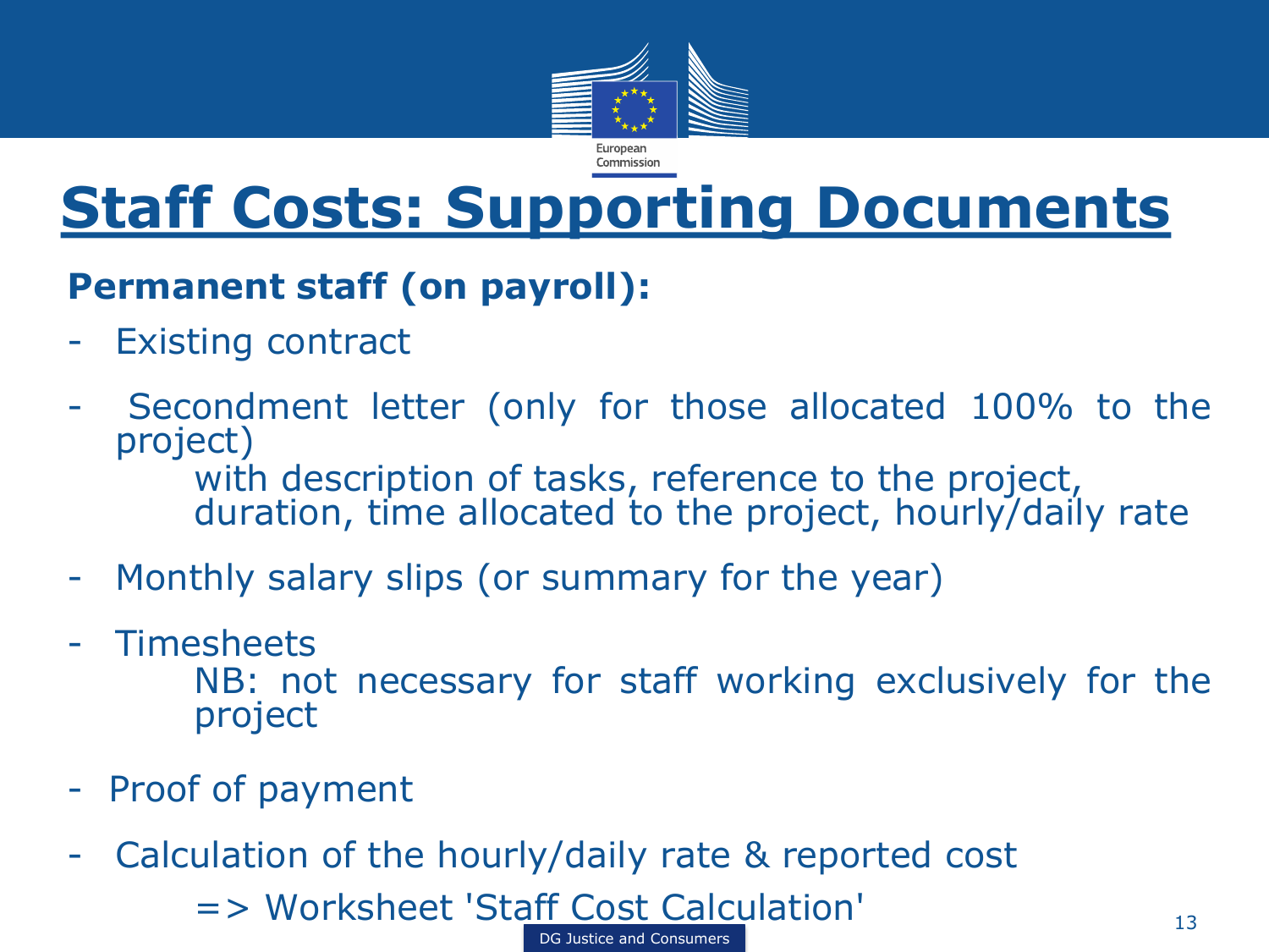# Staff Costs: Supporting Documents

**Permanent staff (on payroll):**

- Existing contract
- Secondment letter (only for those allocated 100% to the project)
  with description of tasks, reference to the project, duration, time allocated to the project, hourly/daily rate
- Monthly salary slips (or summary for the year)
- Timesheets
  NB: not necessary for staff working exclusively for the project
- Proof of payment
- Calculation of the hourly/daily rate & reported cost
  => Worksheet 'Staff Cost Calculation'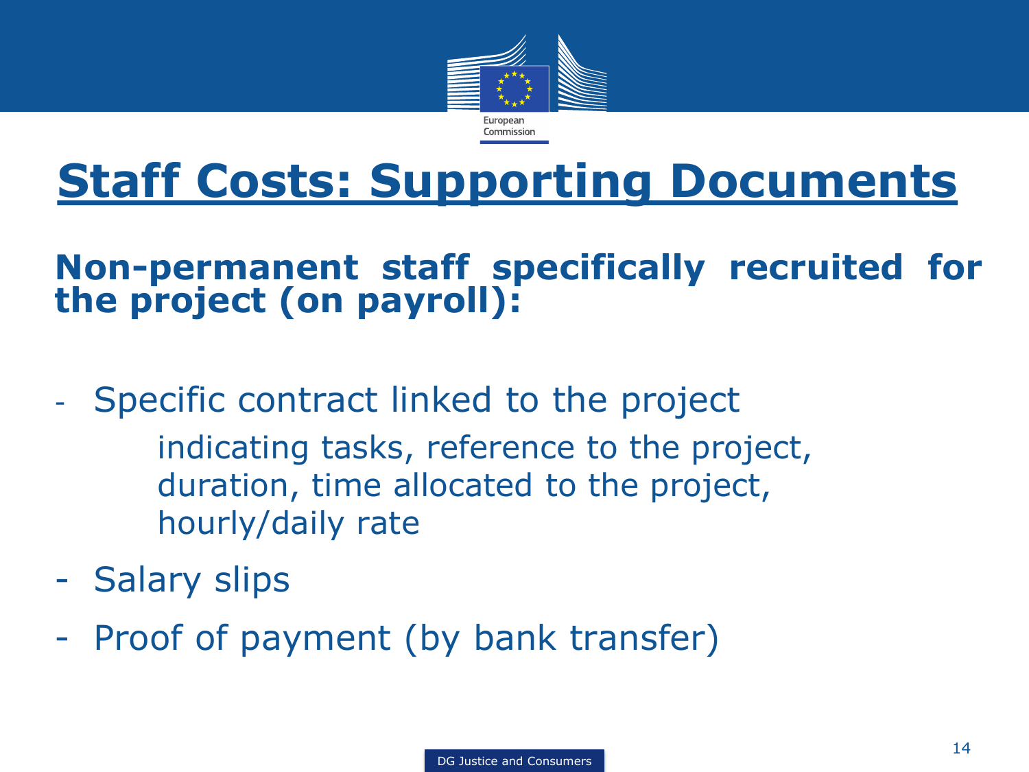# Staff Costs: Supporting Documents

**Non-permanent staff specifically recruited for the project (on payroll):**

- Specific contract linked to the project

  indicating tasks, reference to the project, duration, time allocated to the project, hourly/daily rate

- Salary slips
- Proof of payment (by bank transfer)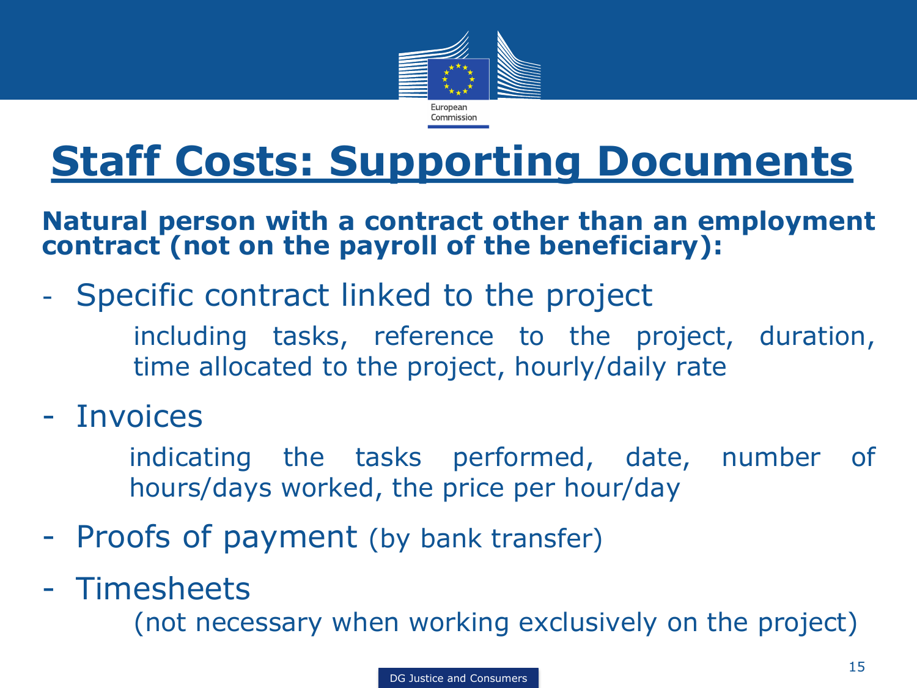# Staff Costs: Supporting Documents

**Natural person with a contract other than an employment contract (not on the payroll of the beneficiary):**

- Specific contract linked to the project

  including tasks, reference to the project, duration, time allocated to the project, hourly/daily rate

- Invoices

  indicating the tasks performed, date, number of hours/days worked, the price per hour/day

- Proofs of payment (by bank transfer)
- Timesheets

  (not necessary when working exclusively on the project)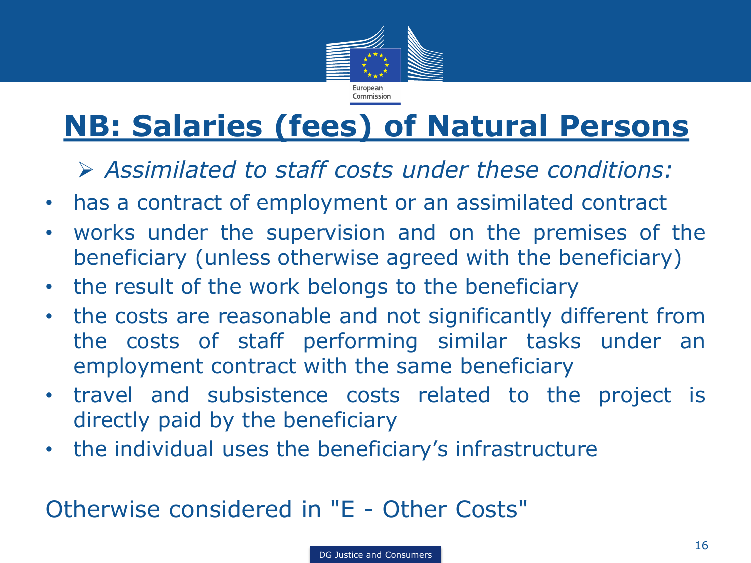# NB: Salaries (fees) of Natural Persons

➢ *Assimilated to staff costs under these conditions:*

- has a contract of employment or an assimilated contract
- works under the supervision and on the premises of the beneficiary (unless otherwise agreed with the beneficiary)
- the result of the work belongs to the beneficiary
- the costs are reasonable and not significantly different from the costs of staff performing similar tasks under an employment contract with the same beneficiary
- travel and subsistence costs related to the project is directly paid by the beneficiary
- the individual uses the beneficiary's infrastructure

Otherwise considered in "E - Other Costs"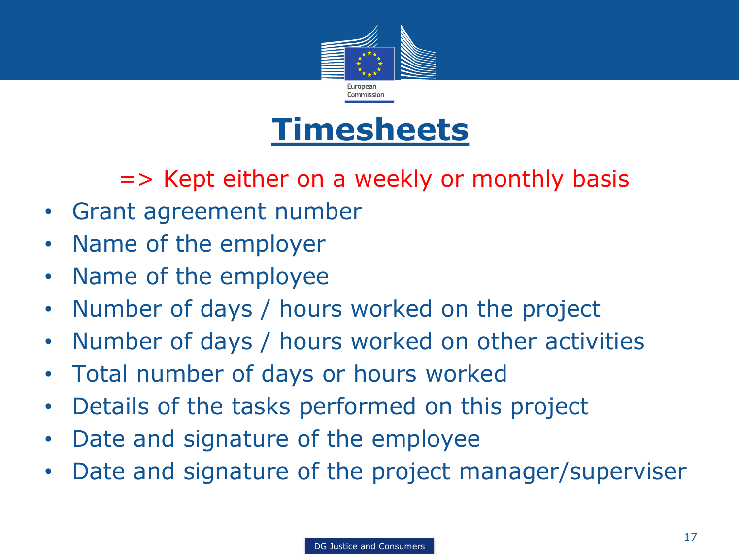# Timesheets

=> Kept either on a weekly or monthly basis

- Grant agreement number
- Name of the employer
- Name of the employee
- Number of days / hours worked on the project
- Number of days / hours worked on other activities
- Total number of days or hours worked
- Details of the tasks performed on this project
- Date and signature of the employee
- Date and signature of the project manager/superviser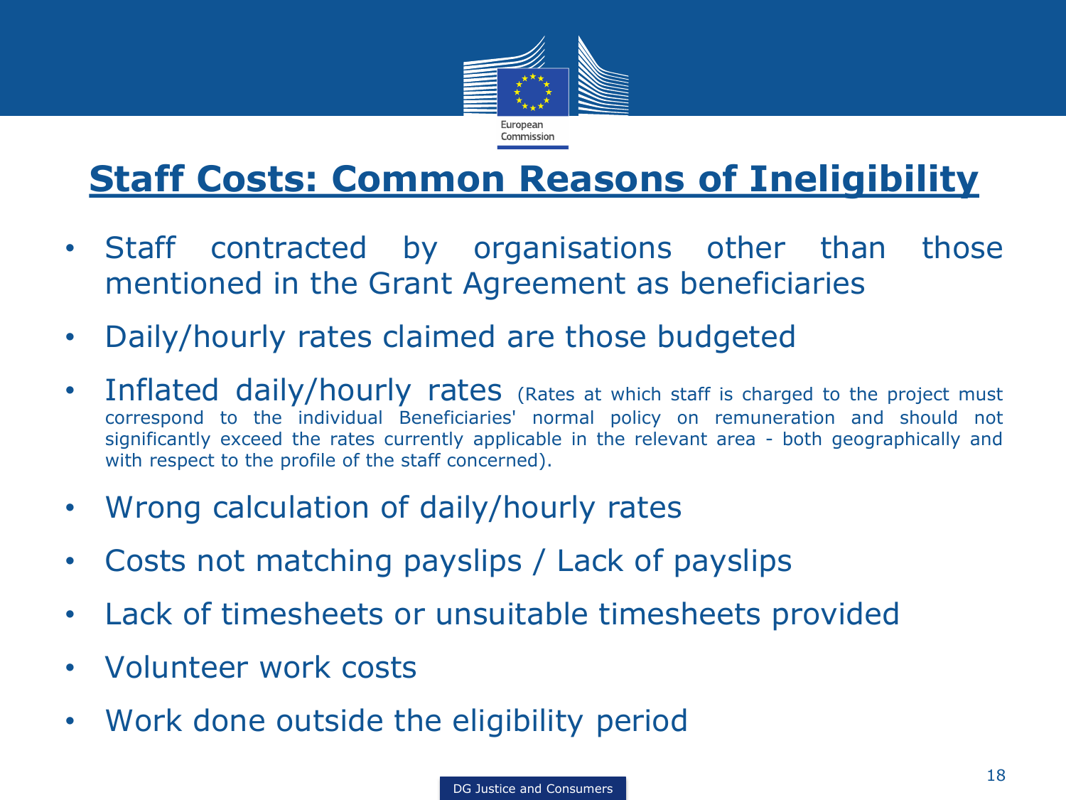# Staff Costs: Common Reasons of Ineligibility

- Staff contracted by organisations other than those mentioned in the Grant Agreement as beneficiaries
- Daily/hourly rates claimed are those budgeted
- Inflated daily/hourly rates (Rates at which staff is charged to the project must correspond to the individual Beneficiaries' normal policy on remuneration and should not significantly exceed the rates currently applicable in the relevant area - both geographically and with respect to the profile of the staff concerned).
- Wrong calculation of daily/hourly rates
- Costs not matching payslips / Lack of payslips
- Lack of timesheets or unsuitable timesheets provided
- Volunteer work costs
- Work done outside the eligibility period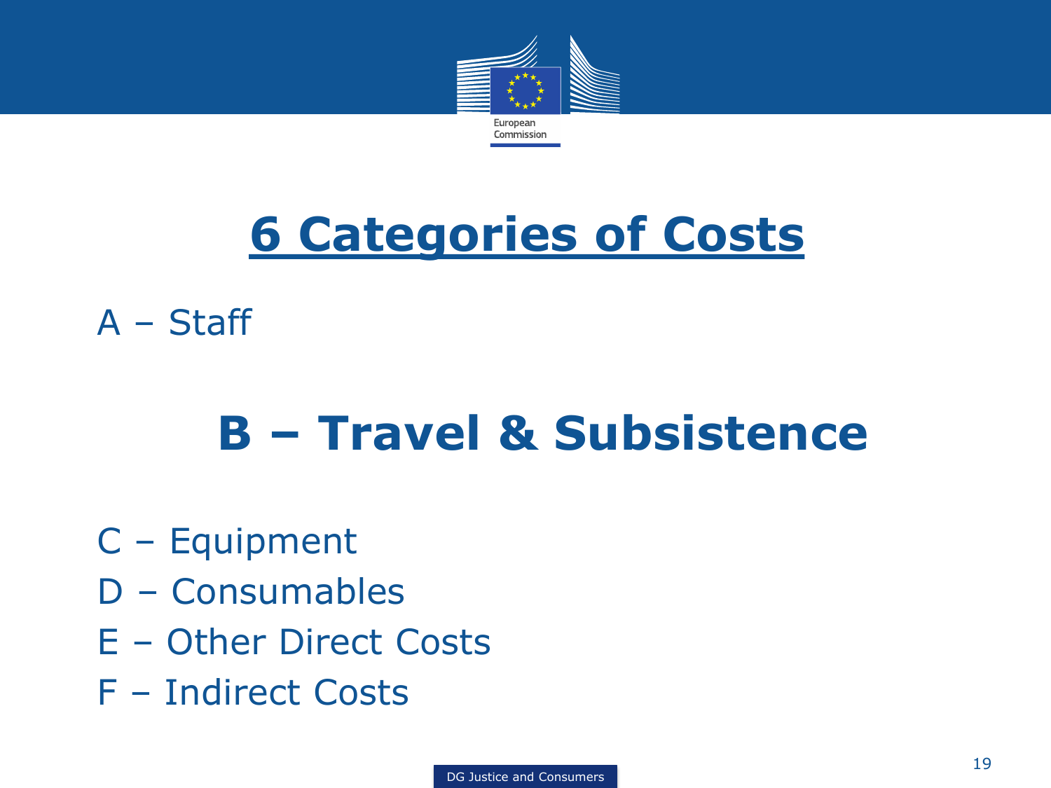# 6 Categories of Costs

A – Staff

## B – Travel & Subsistence

C – Equipment

D – Consumables

E – Other Direct Costs

F – Indirect Costs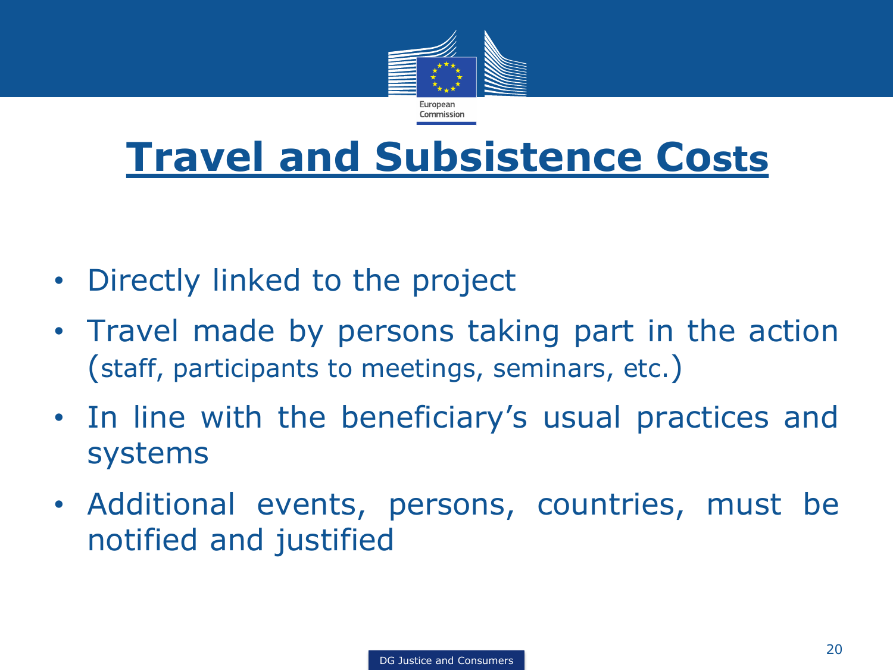# Travel and Subsistence Costs

- Directly linked to the project
- Travel made by persons taking part in the action (staff, participants to meetings, seminars, etc.)
- In line with the beneficiary's usual practices and systems
- Additional events, persons, countries, must be notified and justified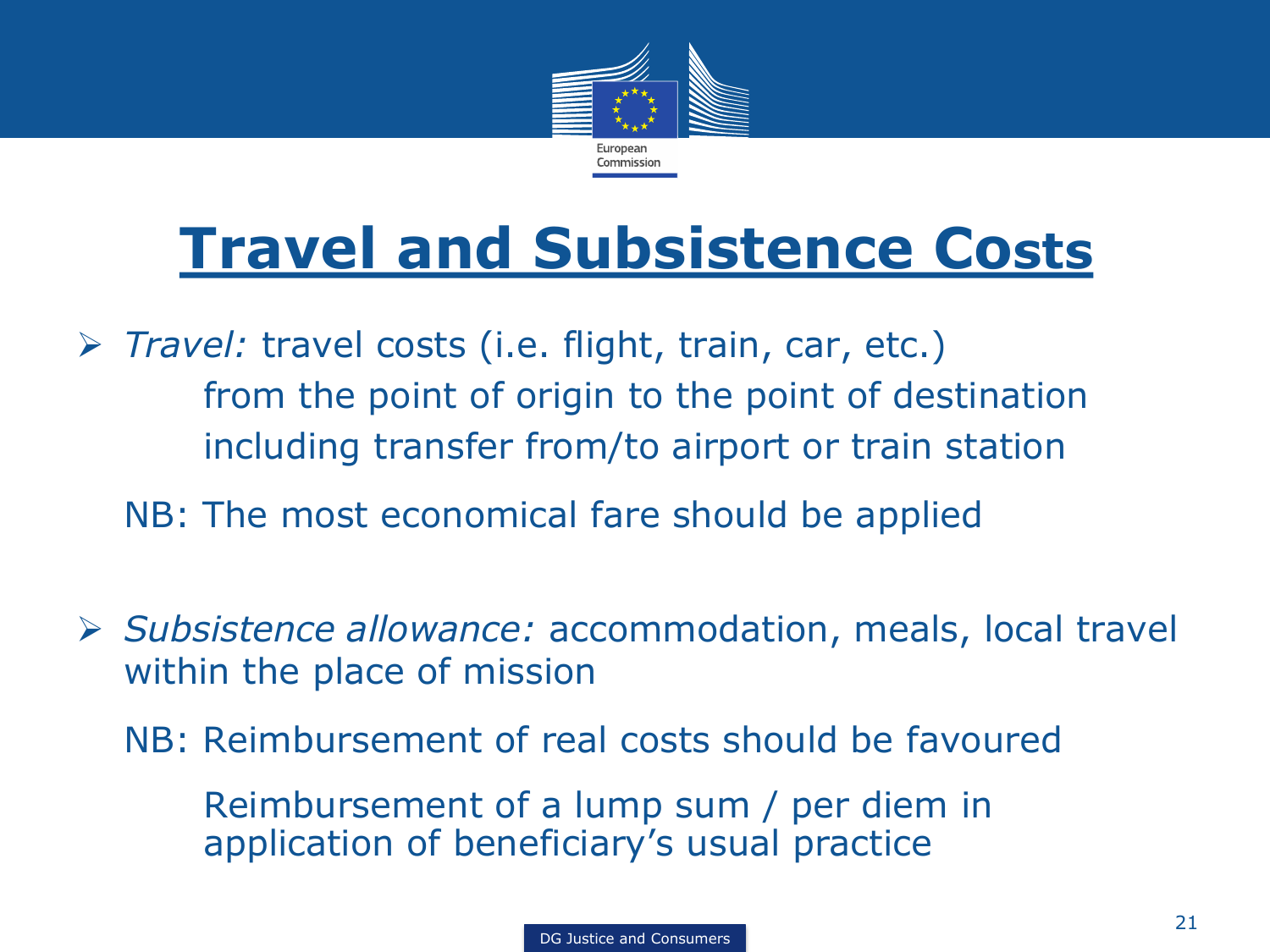# Travel and Subsistence Costs

- *Travel:* travel costs (i.e. flight, train, car, etc.)
  from the point of origin to the point of destination
  including transfer from/to airport or train station

  NB: The most economical fare should be applied

- *Subsistence allowance:* accommodation, meals, local travel within the place of mission

  NB: Reimbursement of real costs should be favoured

  Reimbursement of a lump sum / per diem in application of beneficiary's usual practice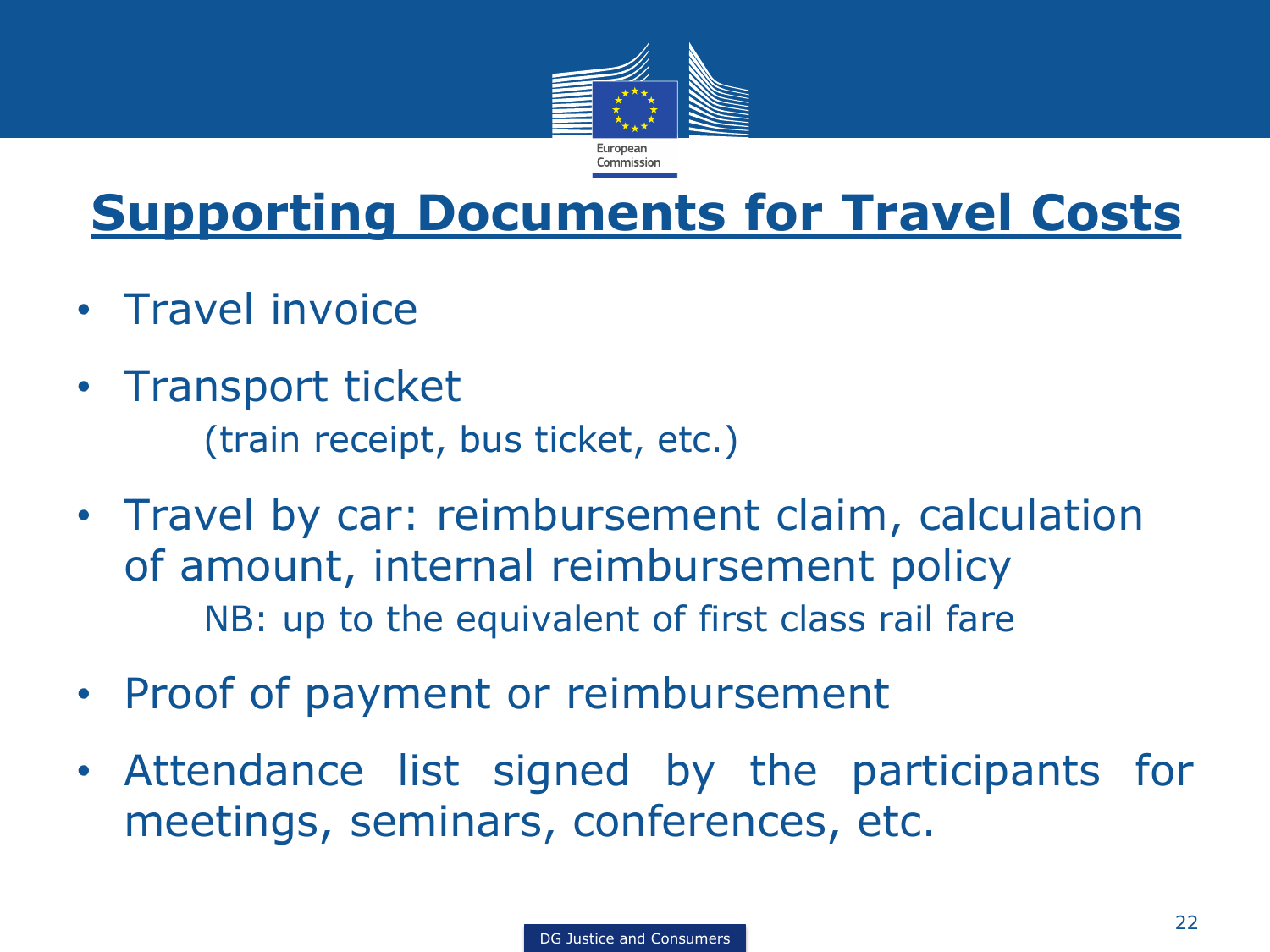# Supporting Documents for Travel Costs

- Travel invoice
- Transport ticket

  (train receipt, bus ticket, etc.)
- Travel by car: reimbursement claim, calculation of amount, internal reimbursement policy

  NB: up to the equivalent of first class rail fare
- Proof of payment or reimbursement
- Attendance list signed by the participants for meetings, seminars, conferences, etc.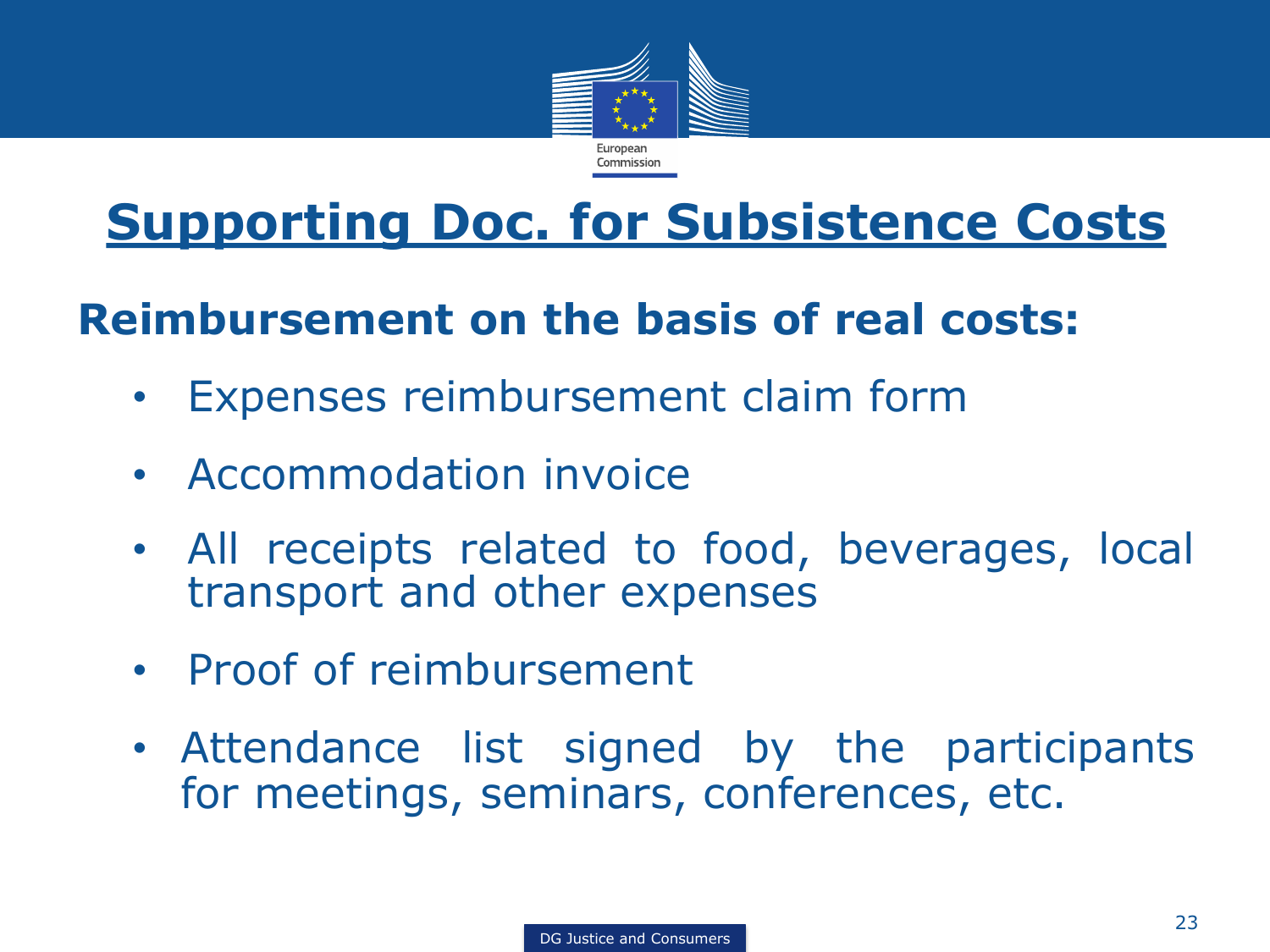# Supporting Doc. for Subsistence Costs

## Reimbursement on the basis of real costs:

- Expenses reimbursement claim form
- Accommodation invoice
- All receipts related to food, beverages, local transport and other expenses
- Proof of reimbursement
- Attendance list signed by the participants for meetings, seminars, conferences, etc.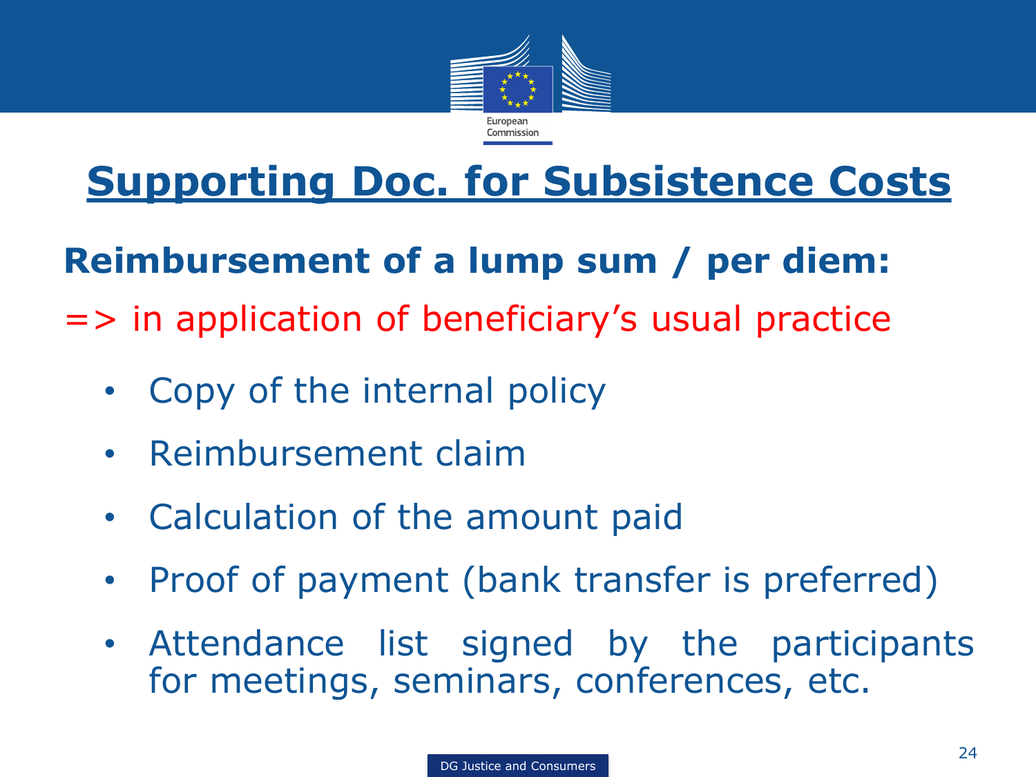# Supporting Doc. for Subsistence Costs

**Reimbursement of a lump sum / per diem:**

=> in application of beneficiary's usual practice

- Copy of the internal policy
- Reimbursement claim
- Calculation of the amount paid
- Proof of payment (bank transfer is preferred)
- Attendance list signed by the participants for meetings, seminars, conferences, etc.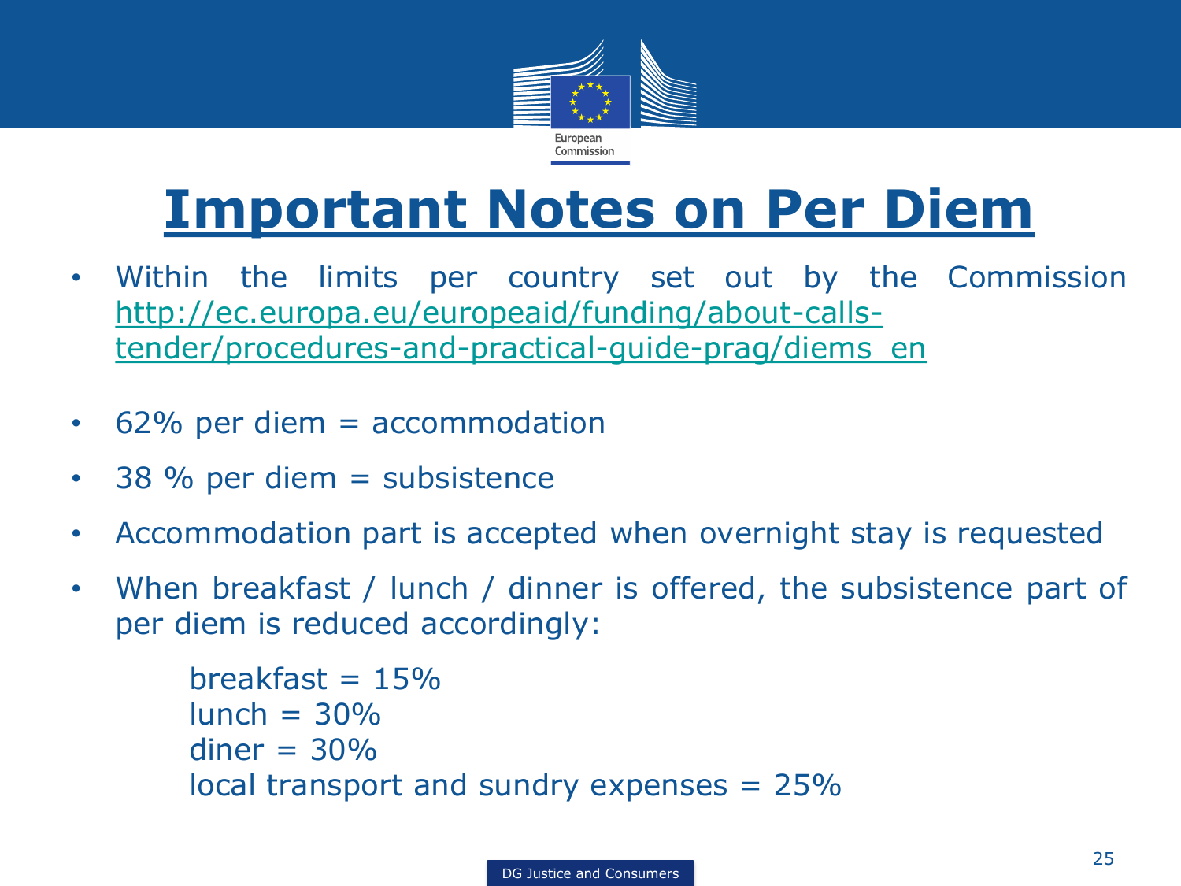# Important Notes on Per Diem

- Within the limits per country set out by the Commission [http://ec.europa.eu/europeaid/funding/about-calls-tender/procedures-and-practical-guide-prag/diems_en](http://ec.europa.eu/europeaid/funding/about-calls-tender/procedures-and-practical-guide-prag/diems_en)
- 62% per diem = accommodation
- 38 % per diem = subsistence
- Accommodation part is accepted when overnight stay is requested
- When breakfast / lunch / dinner is offered, the subsistence part of per diem is reduced accordingly:

  breakfast = 15%
  lunch = 30%
  diner = 30%
  local transport and sundry expenses = 25%

DG Justice and Consumers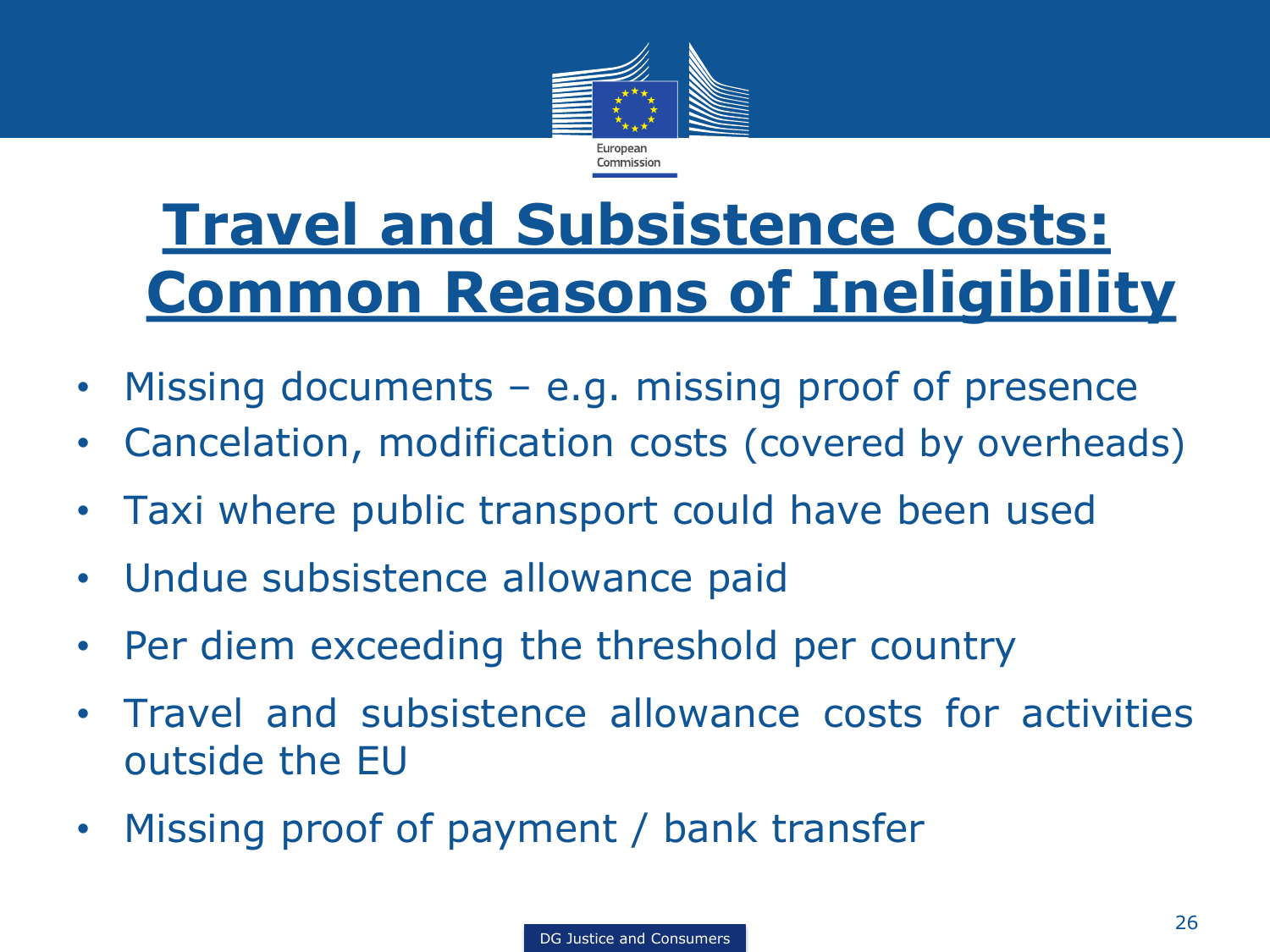# Travel and Subsistence Costs: Common Reasons of Ineligibility

- Missing documents – e.g. missing proof of presence
- Cancelation, modification costs (covered by overheads)
- Taxi where public transport could have been used
- Undue subsistence allowance paid
- Per diem exceeding the threshold per country
- Travel and subsistence allowance costs for activities outside the EU
- Missing proof of payment / bank transfer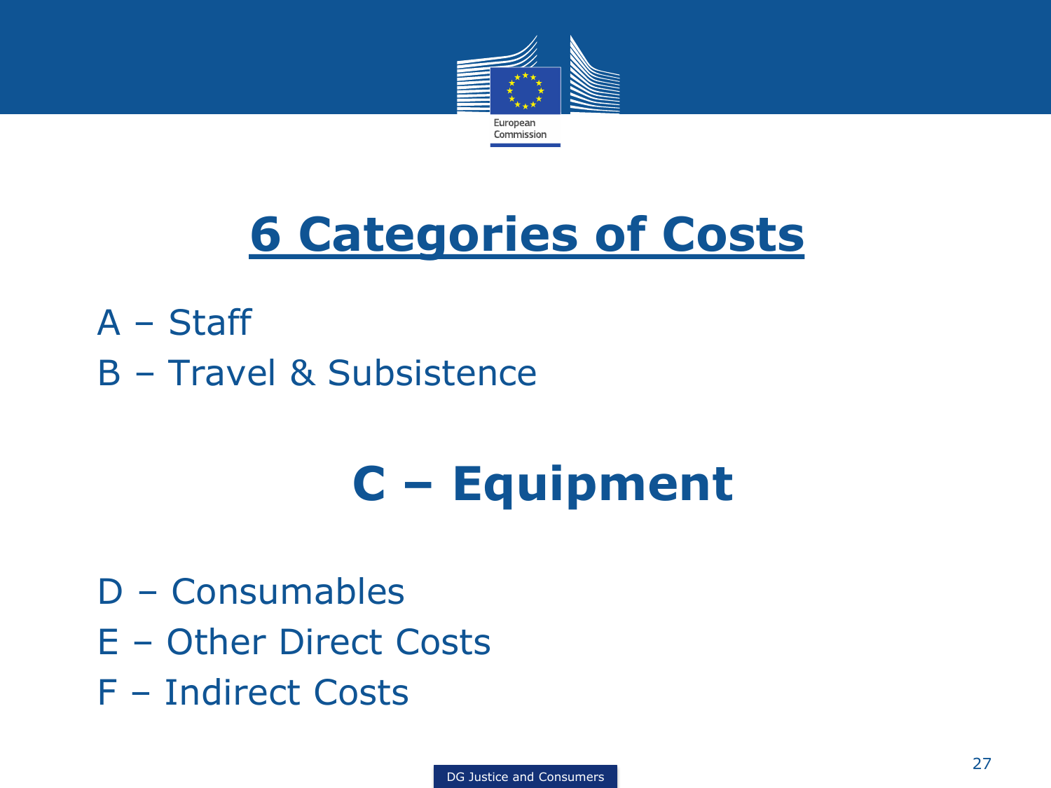# 6 Categories of Costs

A – Staff

B – Travel & Subsistence

## C – Equipment

D – Consumables

E – Other Direct Costs

F – Indirect Costs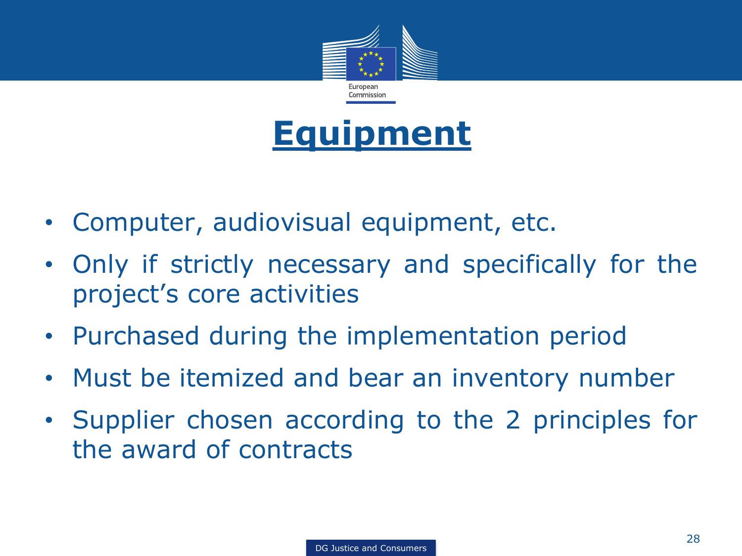# Equipment

- Computer, audiovisual equipment, etc.
- Only if strictly necessary and specifically for the project's core activities
- Purchased during the implementation period
- Must be itemized and bear an inventory number
- Supplier chosen according to the 2 principles for the award of contracts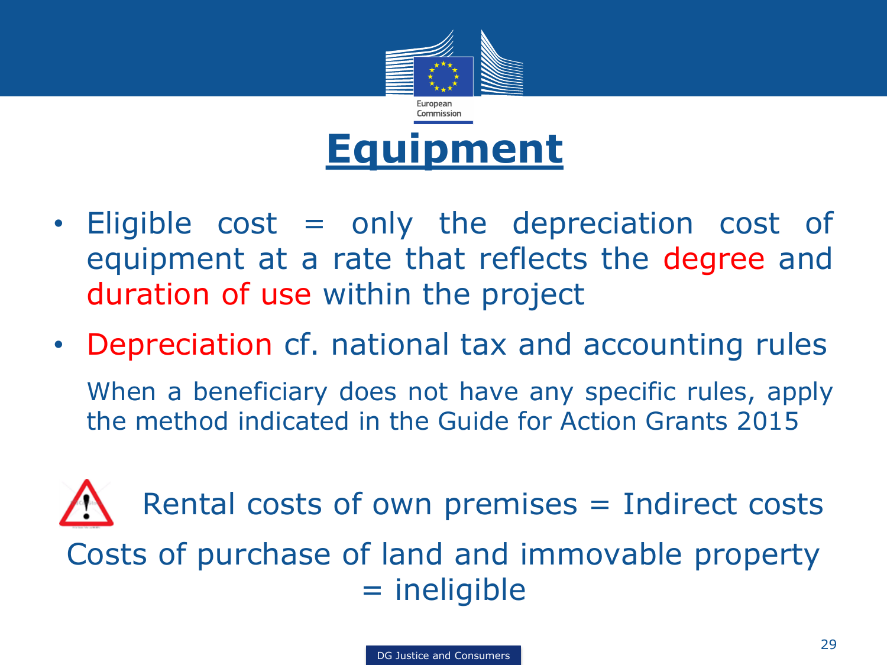# Equipment

- Eligible cost = only the depreciation cost of equipment at a rate that reflects the degree and duration of use within the project
- Depreciation cf. national tax and accounting rules

  When a beneficiary does not have any specific rules, apply the method indicated in the Guide for Action Grants 2015

Rental costs of own premises = Indirect costs

Costs of purchase of land and immovable property = ineligible

DG Justice and Consumers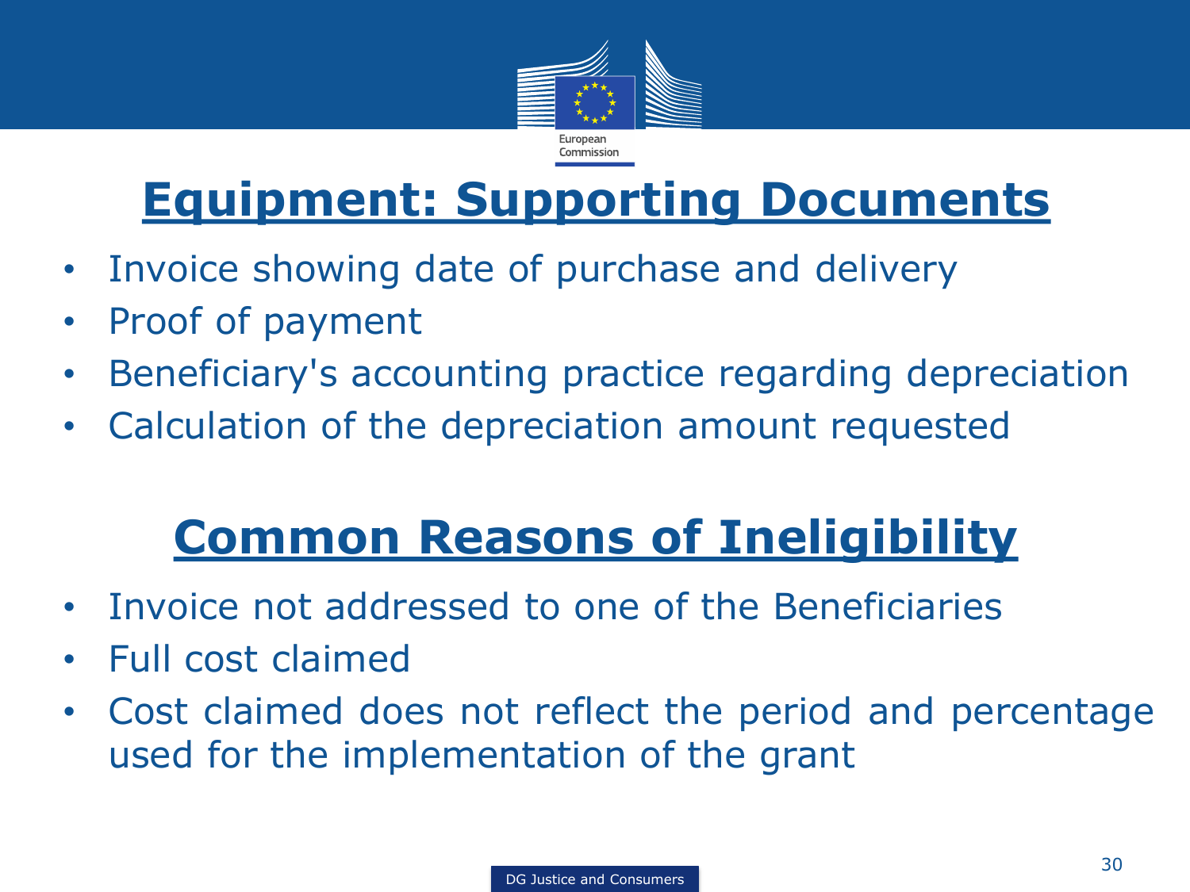# Equipment: Supporting Documents

- Invoice showing date of purchase and delivery
- Proof of payment
- Beneficiary's accounting practice regarding depreciation
- Calculation of the depreciation amount requested

# Common Reasons of Ineligibility

- Invoice not addressed to one of the Beneficiaries
- Full cost claimed
- Cost claimed does not reflect the period and percentage used for the implementation of the grant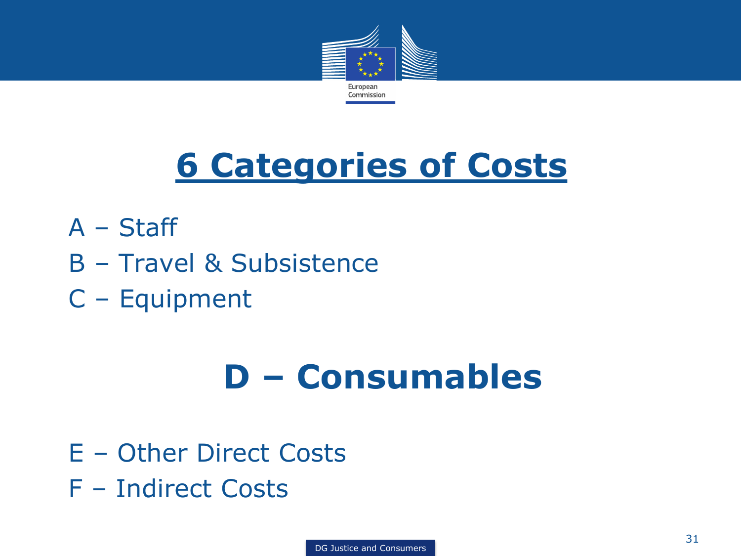# 6 Categories of Costs

A – Staff

B – Travel & Subsistence

C – Equipment

## D – Consumables

E – Other Direct Costs

F – Indirect Costs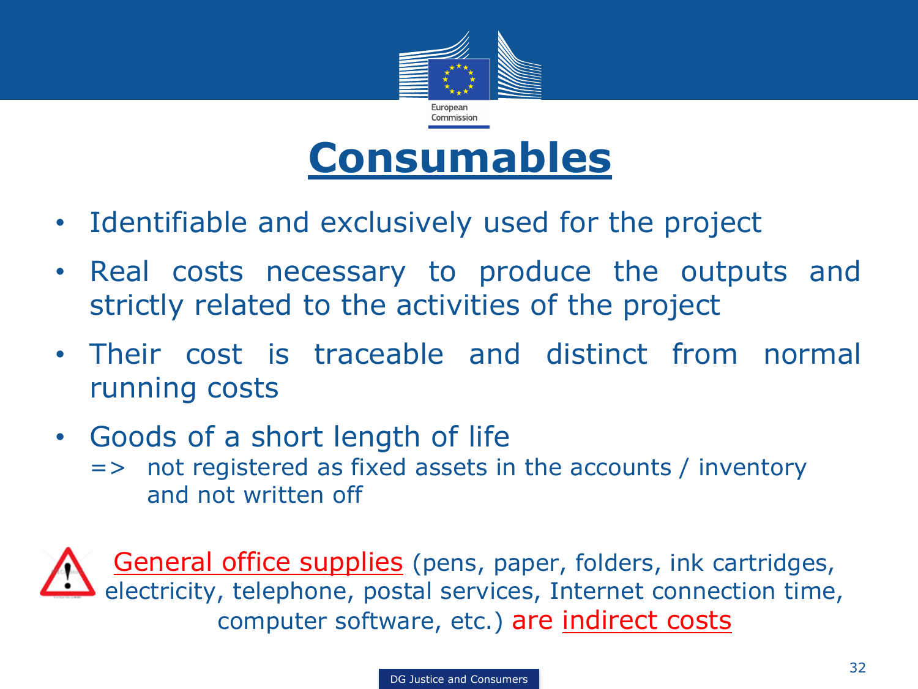# Consumables

- Identifiable and exclusively used for the project
- Real costs necessary to produce the outputs and strictly related to the activities of the project
- Their cost is traceable and distinct from normal running costs
- Goods of a short length of life
  => not registered as fixed assets in the accounts / inventory and not written off

General office supplies (pens, paper, folders, ink cartridges, electricity, telephone, postal services, Internet connection time, computer software, etc.) are indirect costs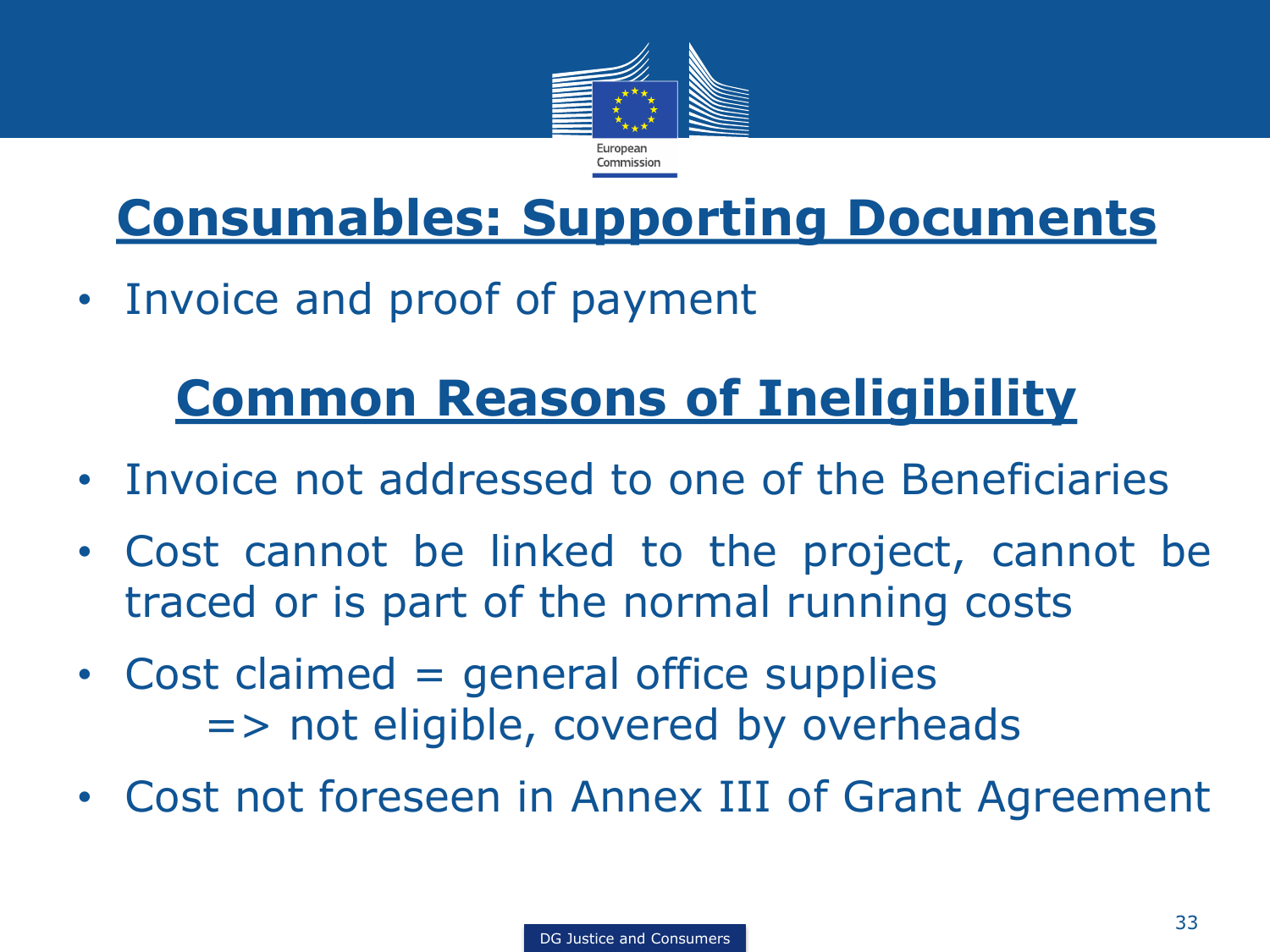## Consumables: Supporting Documents

- Invoice and proof of payment

## Common Reasons of Ineligibility

- Invoice not addressed to one of the Beneficiaries
- Cost cannot be linked to the project, cannot be traced or is part of the normal running costs
- Cost claimed = general office supplies
  => not eligible, covered by overheads
- Cost not foreseen in Annex III of Grant Agreement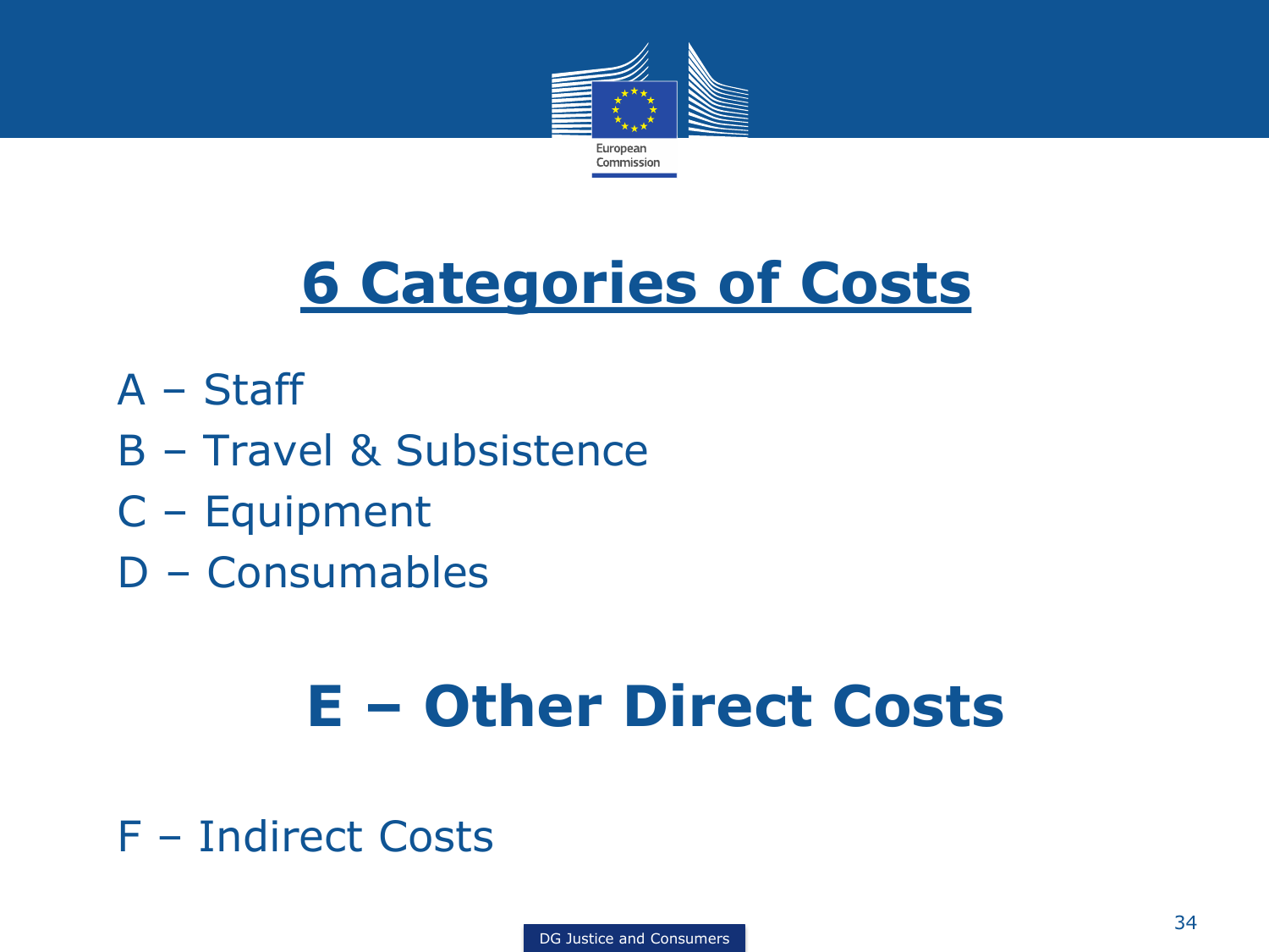# 6 Categories of Costs

A – Staff

B – Travel & Subsistence

C – Equipment

D – Consumables

## E – Other Direct Costs

F – Indirect Costs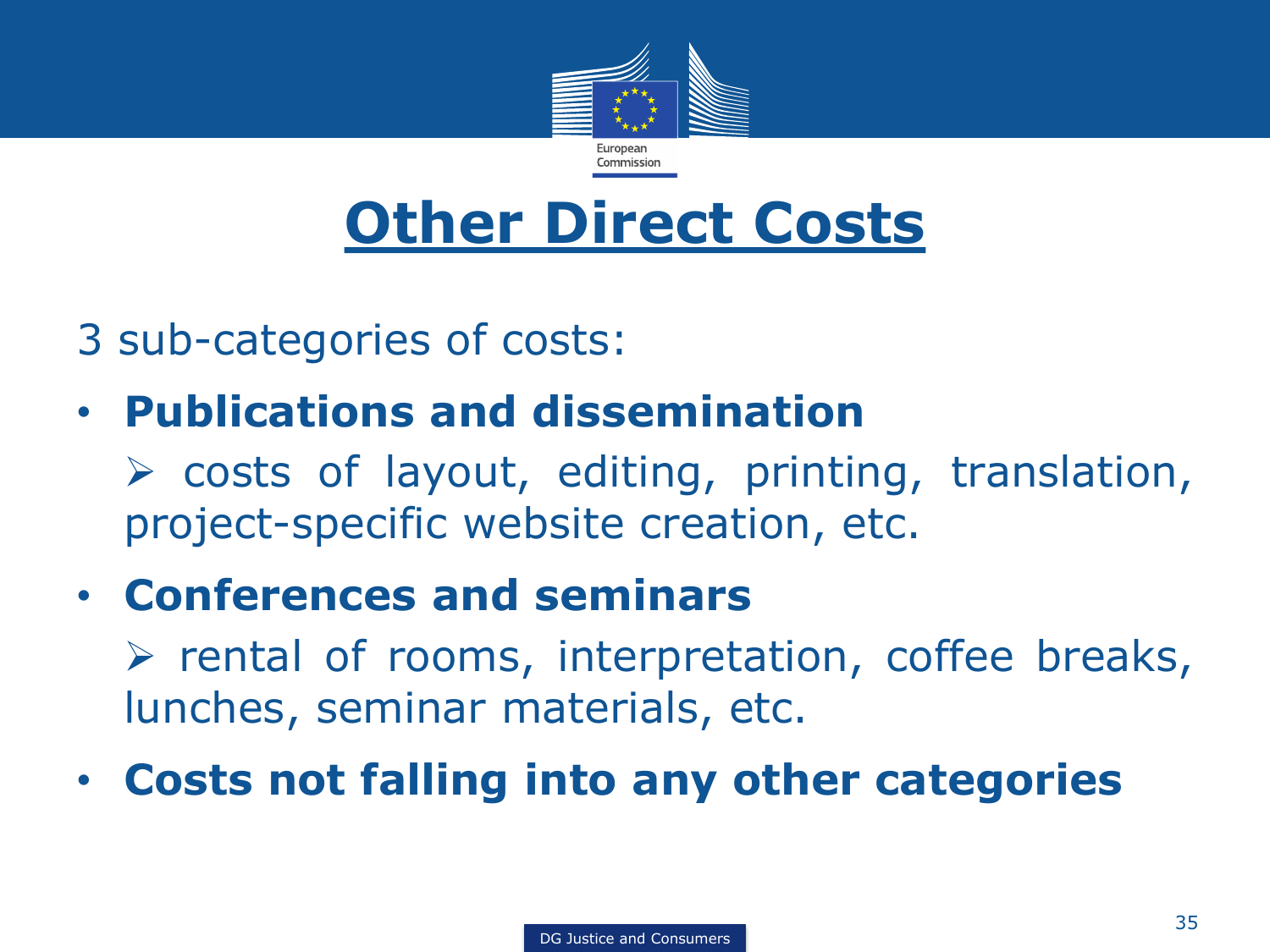# Other Direct Costs

3 sub-categories of costs:

- **Publications and dissemination**
  - costs of layout, editing, printing, translation, project-specific website creation, etc.
- **Conferences and seminars**
  - rental of rooms, interpretation, coffee breaks, lunches, seminar materials, etc.
- **Costs not falling into any other categories**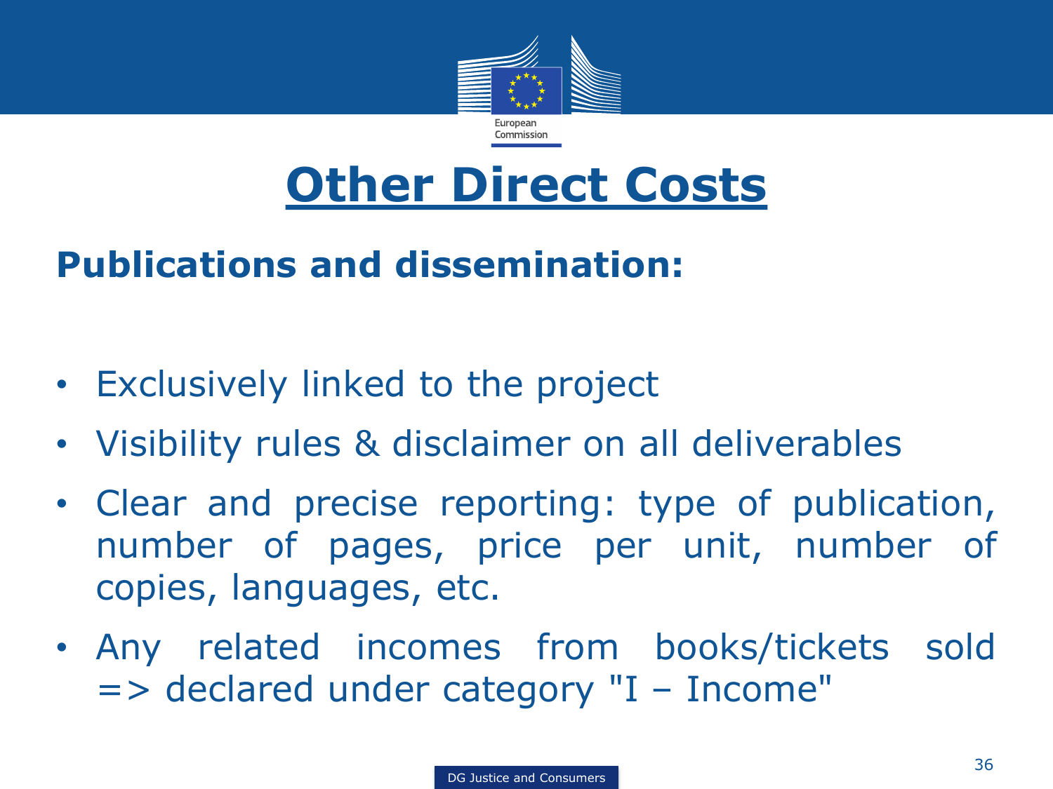# Other Direct Costs

**Publications and dissemination:**

- Exclusively linked to the project
- Visibility rules & disclaimer on all deliverables
- Clear and precise reporting: type of publication, number of pages, price per unit, number of copies, languages, etc.
- Any related incomes from books/tickets sold => declared under category "I – Income"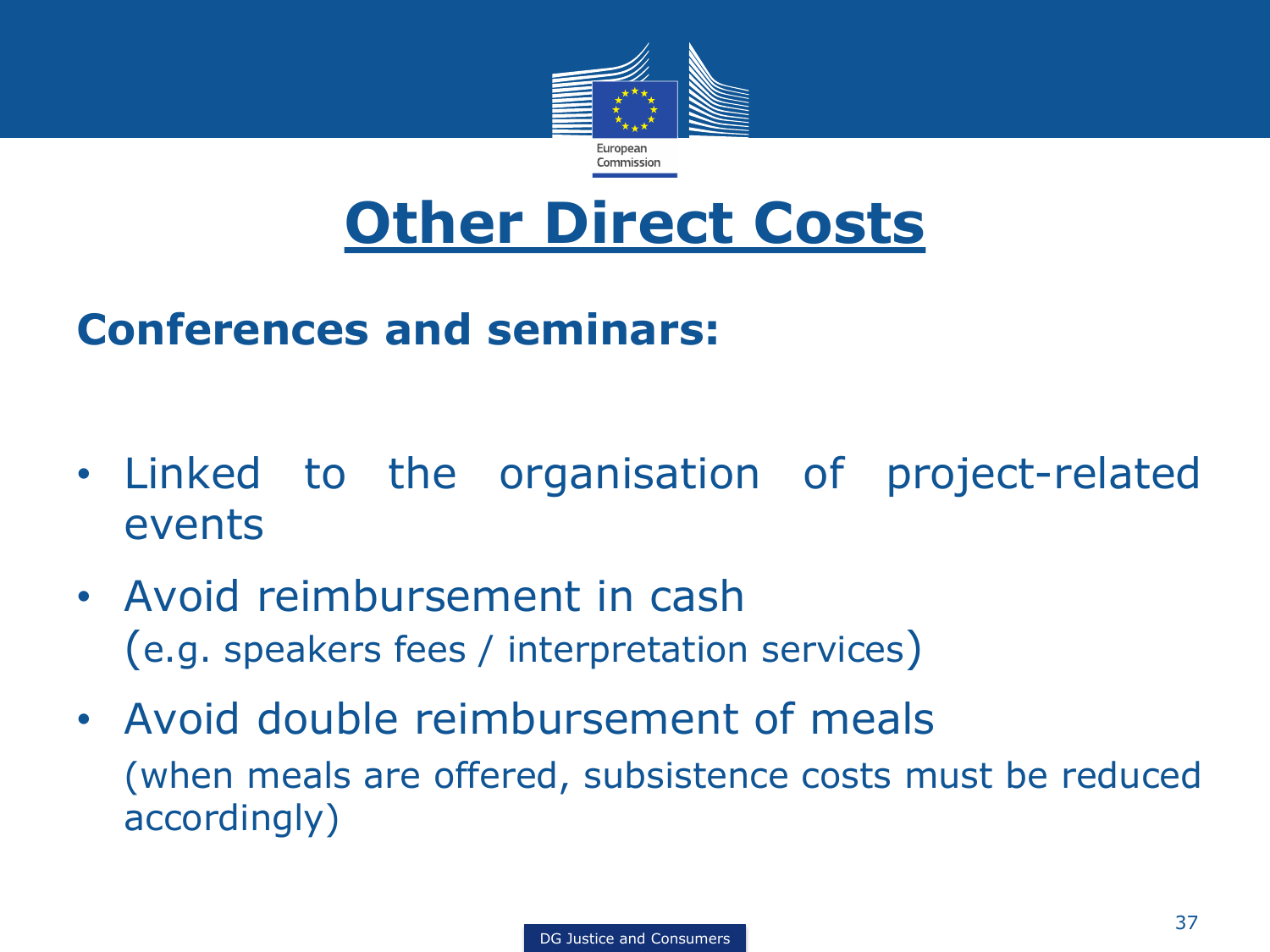# Other Direct Costs

## Conferences and seminars:

- Linked to the organisation of project-related events
- Avoid reimbursement in cash
  (e.g. speakers fees / interpretation services)
- Avoid double reimbursement of meals
  (when meals are offered, subsistence costs must be reduced accordingly)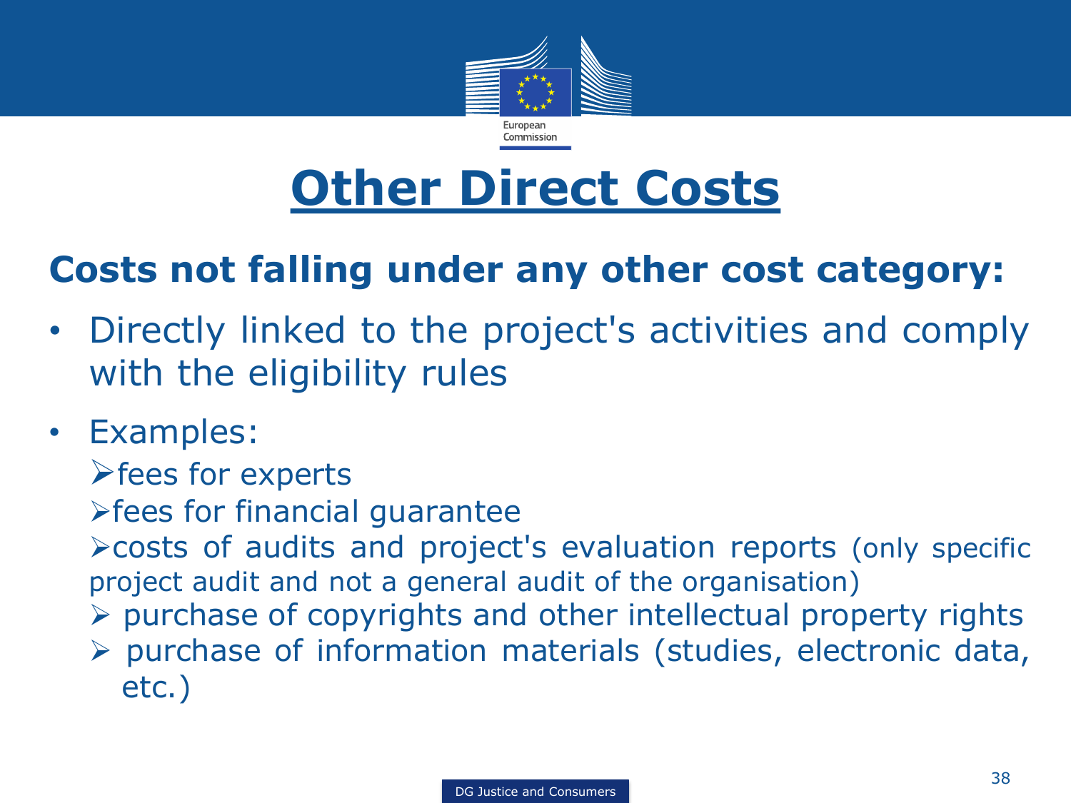# Other Direct Costs

## Costs not falling under any other cost category:

- Directly linked to the project's activities and comply with the eligibility rules
- Examples:
  - fees for experts
  - fees for financial guarantee
  - costs of audits and project's evaluation reports (only specific project audit and not a general audit of the organisation)
  - purchase of copyrights and other intellectual property rights
  - purchase of information materials (studies, electronic data, etc.)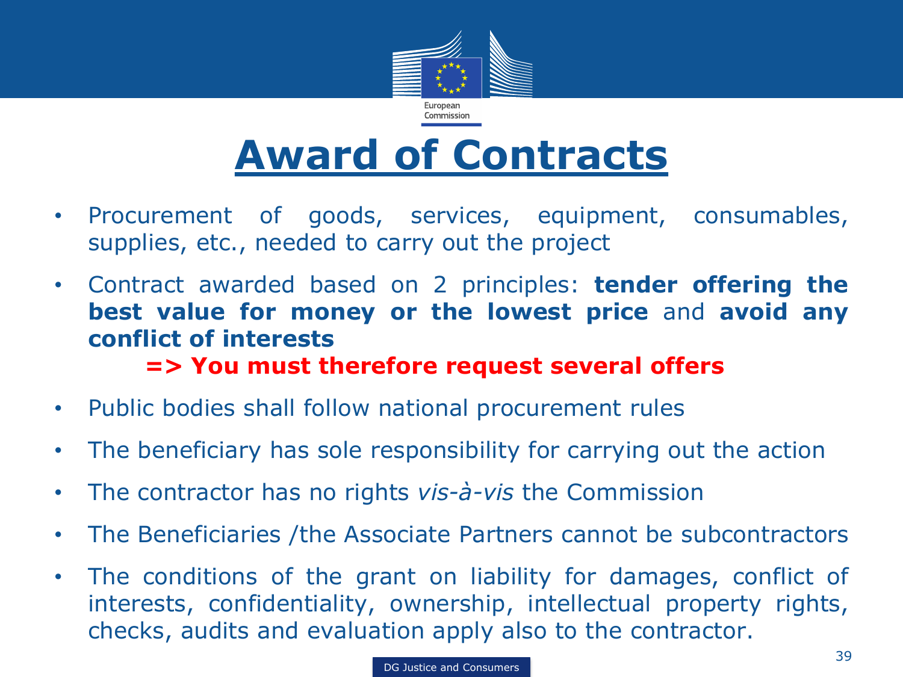# Award of Contracts

- Procurement of goods, services, equipment, consumables, supplies, etc., needed to carry out the project
- Contract awarded based on 2 principles: **tender offering the best value for money or the lowest price** and **avoid any conflict of interests**

  **=> You must therefore request several offers**

- Public bodies shall follow national procurement rules
- The beneficiary has sole responsibility for carrying out the action
- The contractor has no rights *vis-à-vis* the Commission
- The Beneficiaries /the Associate Partners cannot be subcontractors
- The conditions of the grant on liability for damages, conflict of interests, confidentiality, ownership, intellectual property rights, checks, audits and evaluation apply also to the contractor.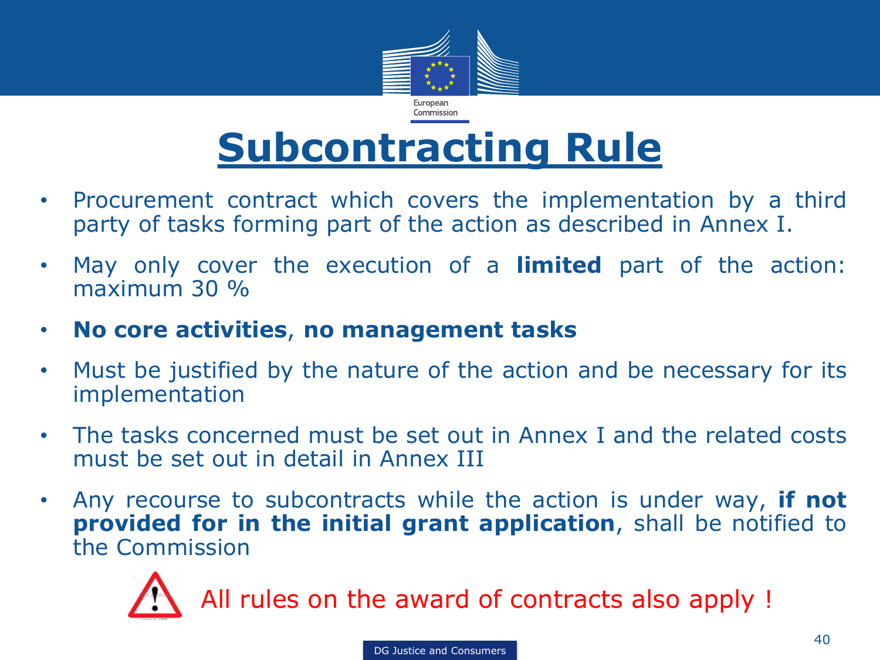# Subcontracting Rule

- Procurement contract which covers the implementation by a third party of tasks forming part of the action as described in Annex I.
- May only cover the execution of a **limited** part of the action: maximum 30 %
- **No core activities**, **no management tasks**
- Must be justified by the nature of the action and be necessary for its implementation
- The tasks concerned must be set out in Annex I and the related costs must be set out in detail in Annex III
- Any recourse to subcontracts while the action is under way, **if not provided for in the initial grant application**, shall be notified to the Commission

All rules on the award of contracts also apply !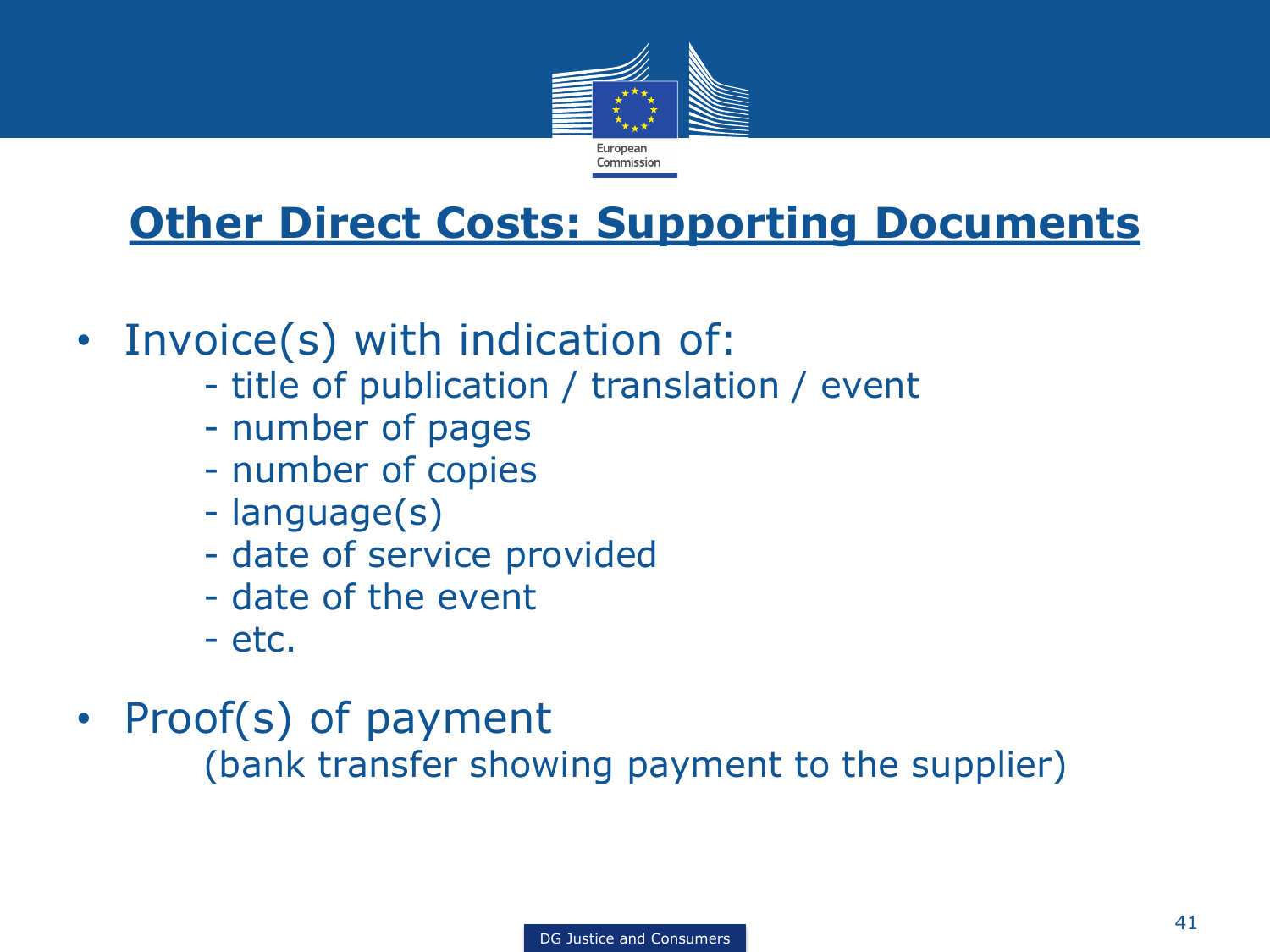# Other Direct Costs: Supporting Documents

- Invoice(s) with indication of:
  - title of publication / translation / event
  - number of pages
  - number of copies
  - language(s)
  - date of service provided
  - date of the event
  - etc.
- Proof(s) of payment
  (bank transfer showing payment to the supplier)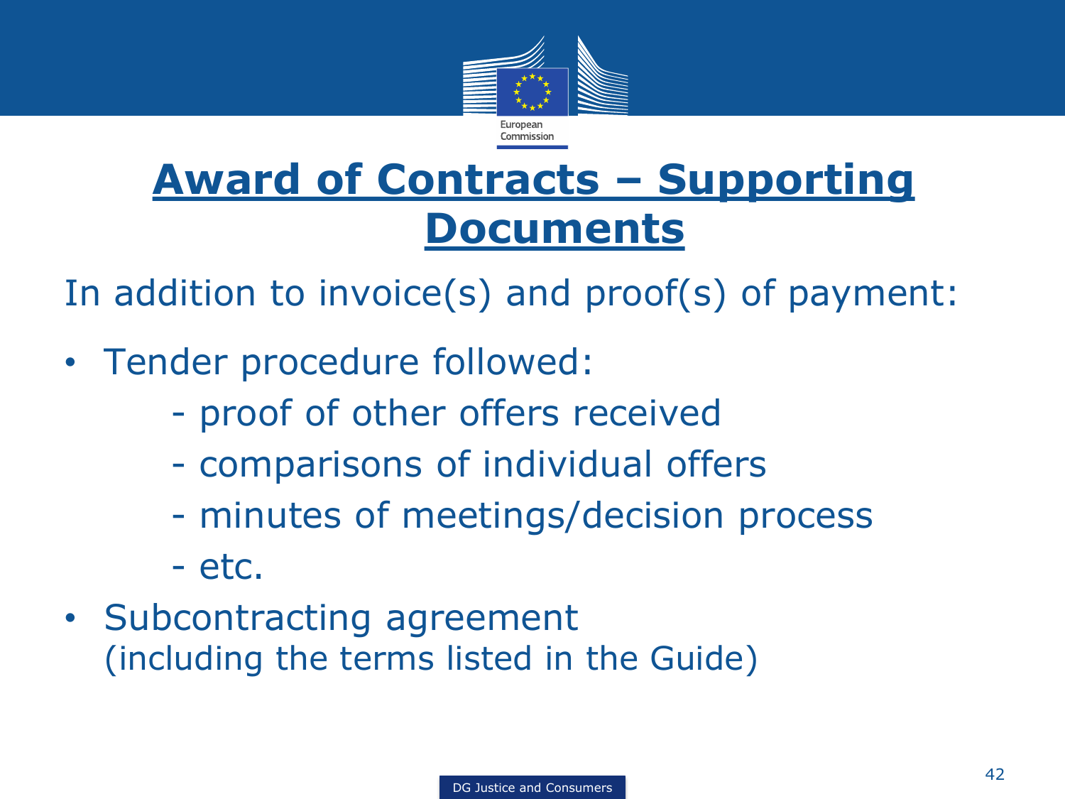# Award of Contracts – Supporting Documents

In addition to invoice(s) and proof(s) of payment:

- Tender procedure followed:
  - proof of other offers received
  - comparisons of individual offers
  - minutes of meetings/decision process
  - etc.
- Subcontracting agreement
  (including the terms listed in the Guide)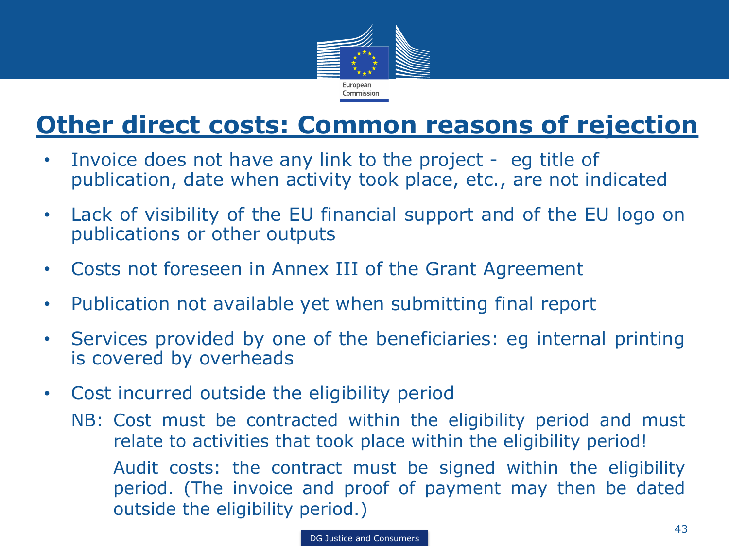## Other direct costs: Common reasons of rejection

- Invoice does not have any link to the project - eg title of publication, date when activity took place, etc., are not indicated
- Lack of visibility of the EU financial support and of the EU logo on publications or other outputs
- Costs not foreseen in Annex III of the Grant Agreement
- Publication not available yet when submitting final report
- Services provided by one of the beneficiaries: eg internal printing is covered by overheads
- Cost incurred outside the eligibility period

  NB: Cost must be contracted within the eligibility period and must relate to activities that took place within the eligibility period!

  Audit costs: the contract must be signed within the eligibility period. (The invoice and proof of payment may then be dated outside the eligibility period.)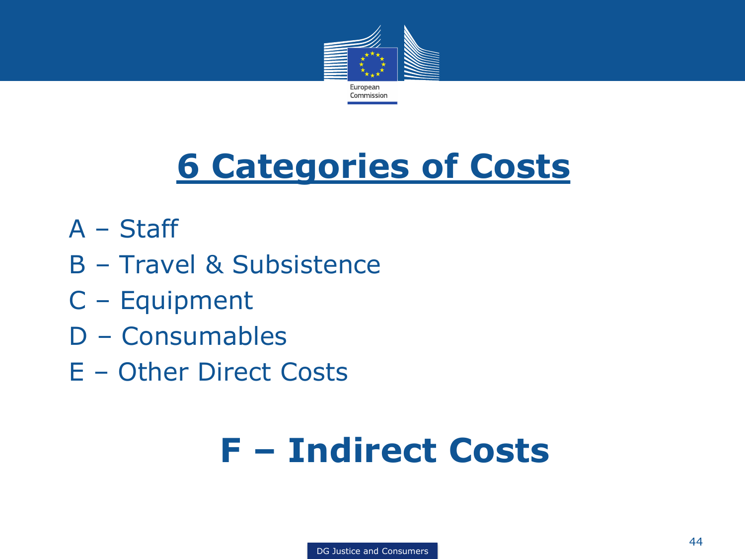# 6 Categories of Costs

A – Staff

B – Travel & Subsistence

C – Equipment

D – Consumables

E – Other Direct Costs

## F – Indirect Costs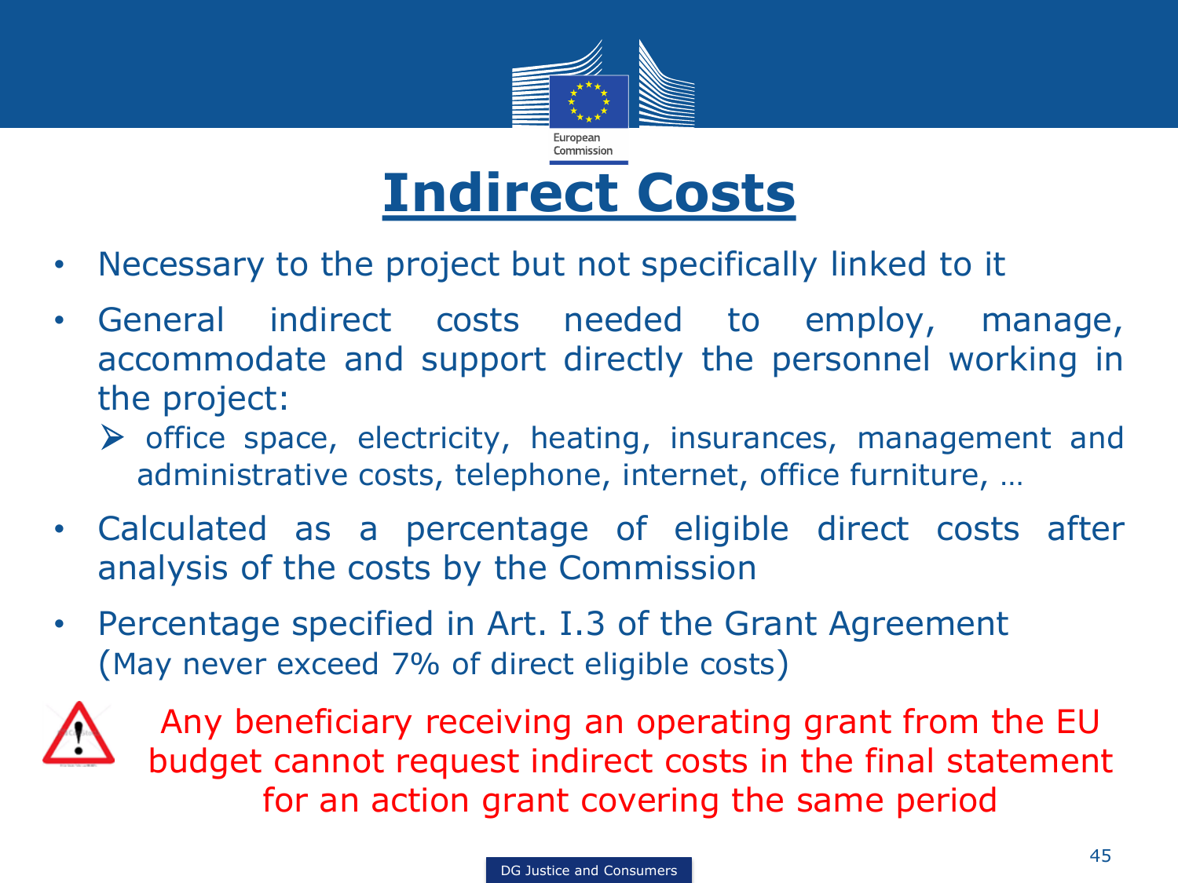# Indirect Costs

- Necessary to the project but not specifically linked to it
- General indirect costs needed to employ, manage, accommodate and support directly the personnel working in the project:
  - office space, electricity, heating, insurances, management and administrative costs, telephone, internet, office furniture, …
- Calculated as a percentage of eligible direct costs after analysis of the costs by the Commission
- Percentage specified in Art. I.3 of the Grant Agreement (May never exceed 7% of direct eligible costs)

Any beneficiary receiving an operating grant from the EU budget cannot request indirect costs in the final statement for an action grant covering the same period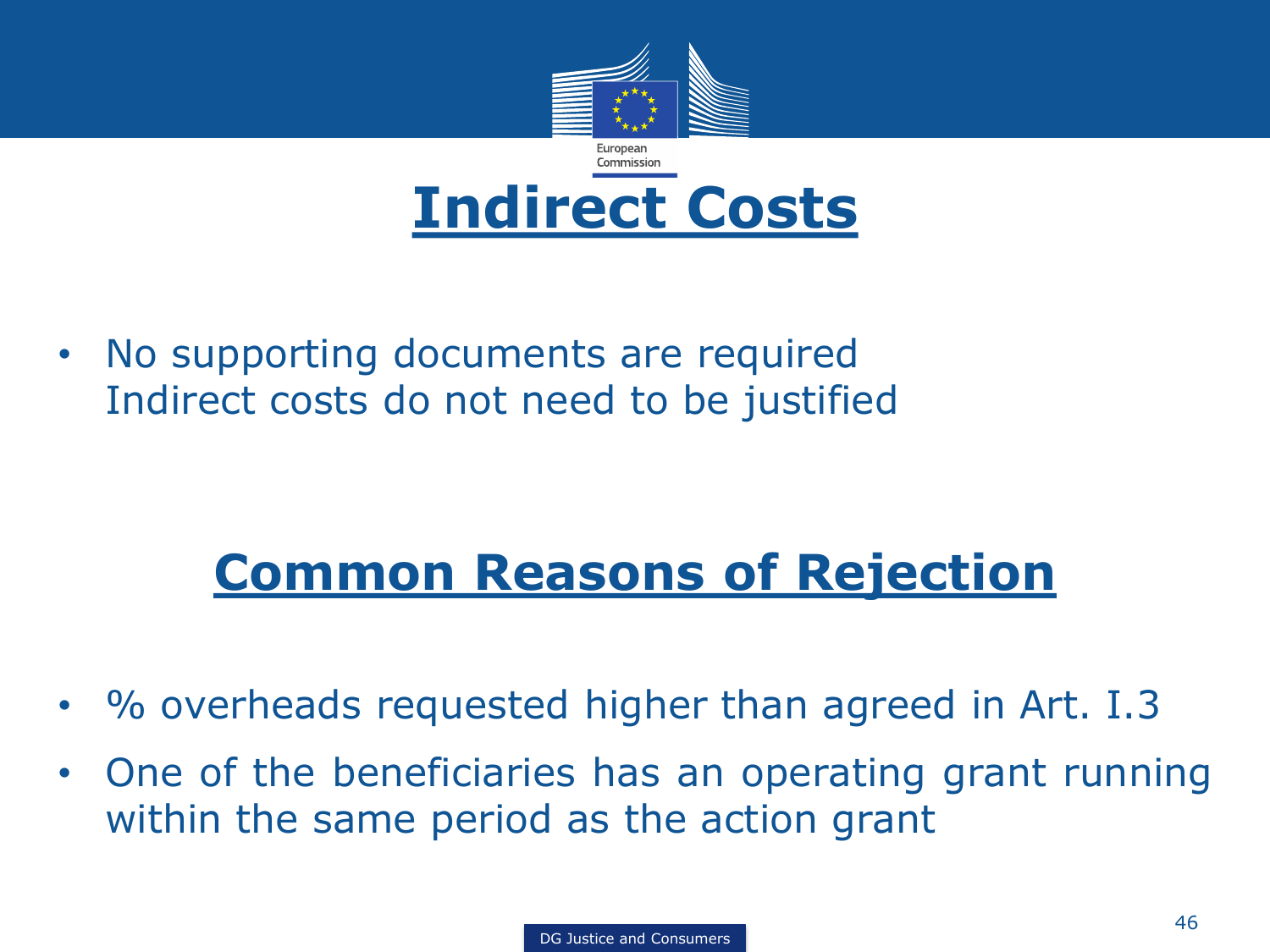# Indirect Costs

- No supporting documents are required
  Indirect costs do not need to be justified

## Common Reasons of Rejection

- % overheads requested higher than agreed in Art. I.3
- One of the beneficiaries has an operating grant running within the same period as the action grant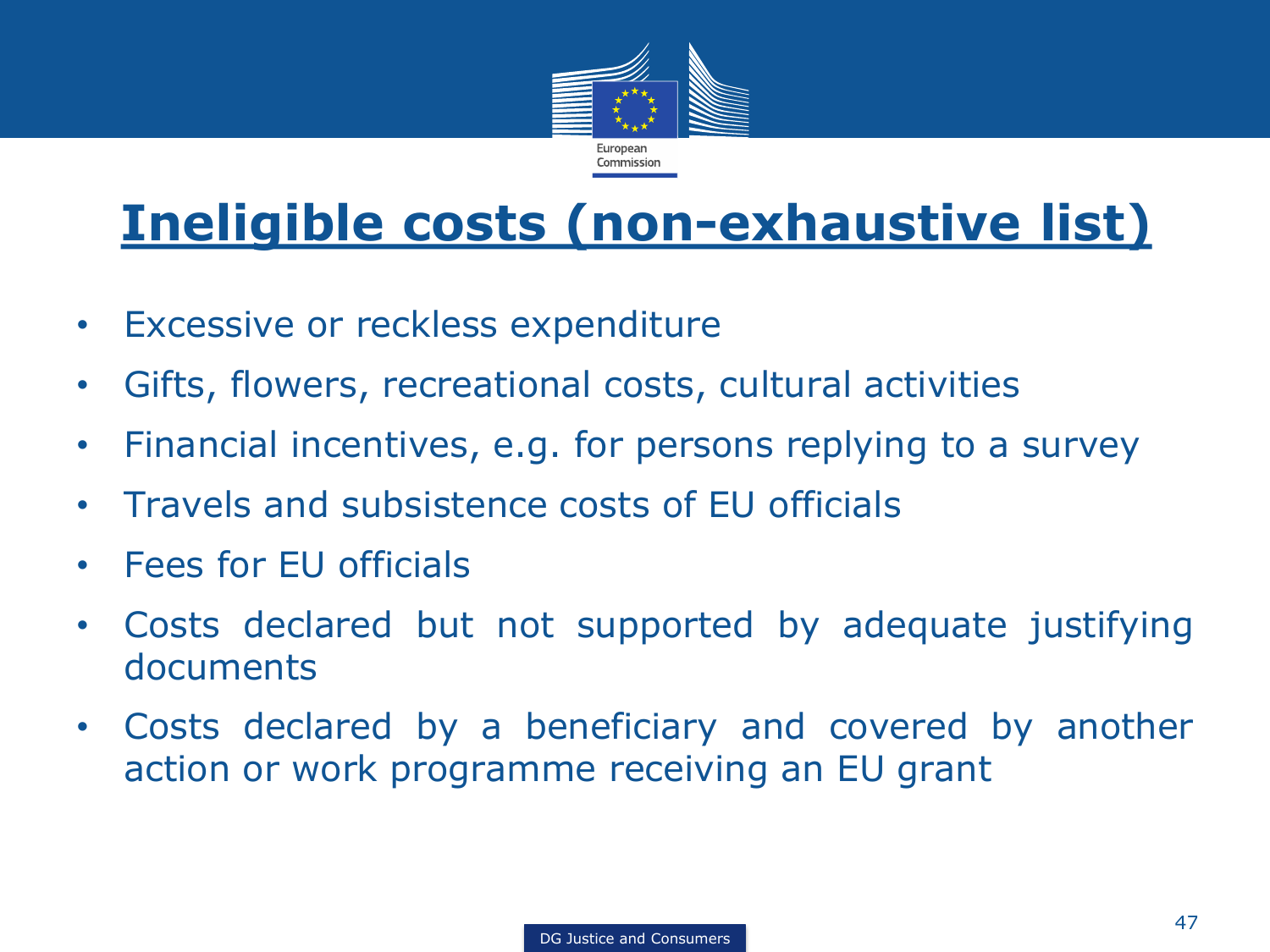# Ineligible costs (non-exhaustive list)

- Excessive or reckless expenditure
- Gifts, flowers, recreational costs, cultural activities
- Financial incentives, e.g. for persons replying to a survey
- Travels and subsistence costs of EU officials
- Fees for EU officials
- Costs declared but not supported by adequate justifying documents
- Costs declared by a beneficiary and covered by another action or work programme receiving an EU grant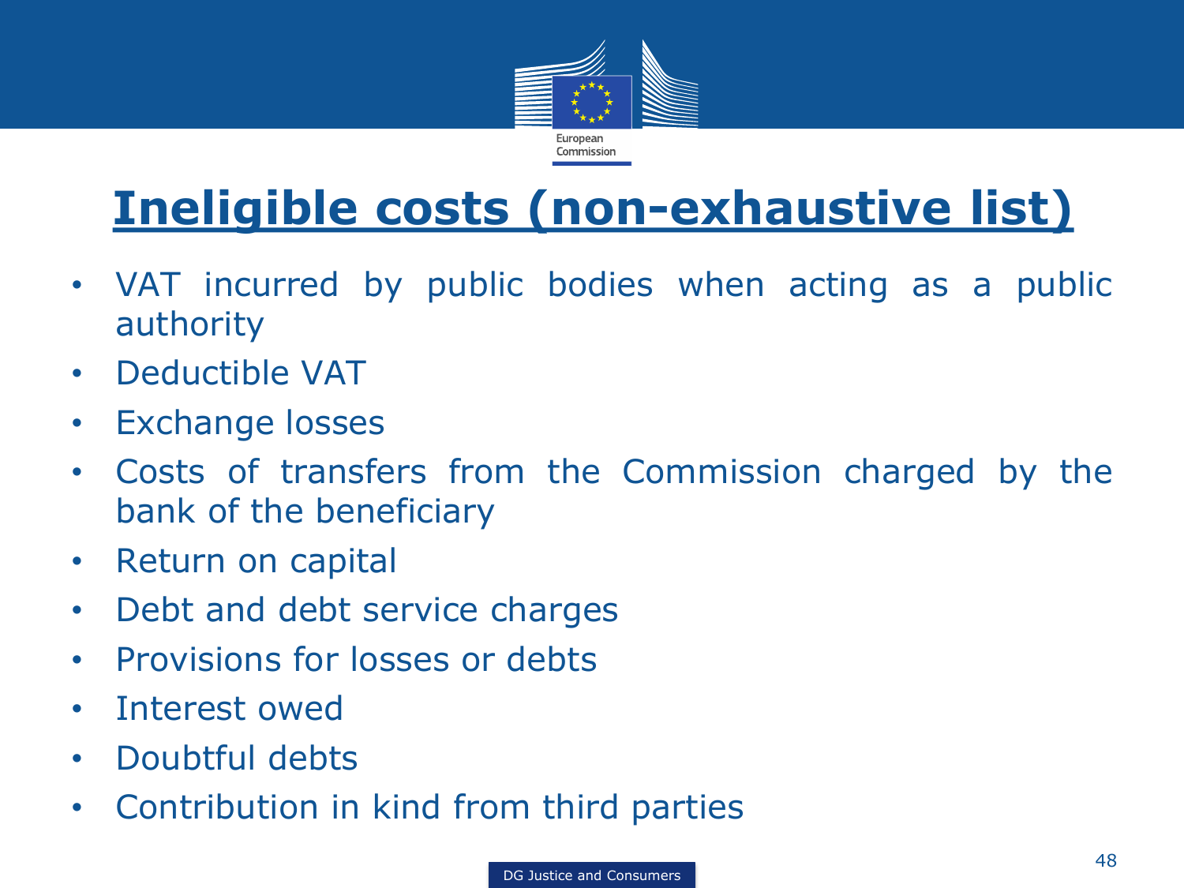# Ineligible costs (non-exhaustive list)

- VAT incurred by public bodies when acting as a public authority
- Deductible VAT
- Exchange losses
- Costs of transfers from the Commission charged by the bank of the beneficiary
- Return on capital
- Debt and debt service charges
- Provisions for losses or debts
- Interest owed
- Doubtful debts
- Contribution in kind from third parties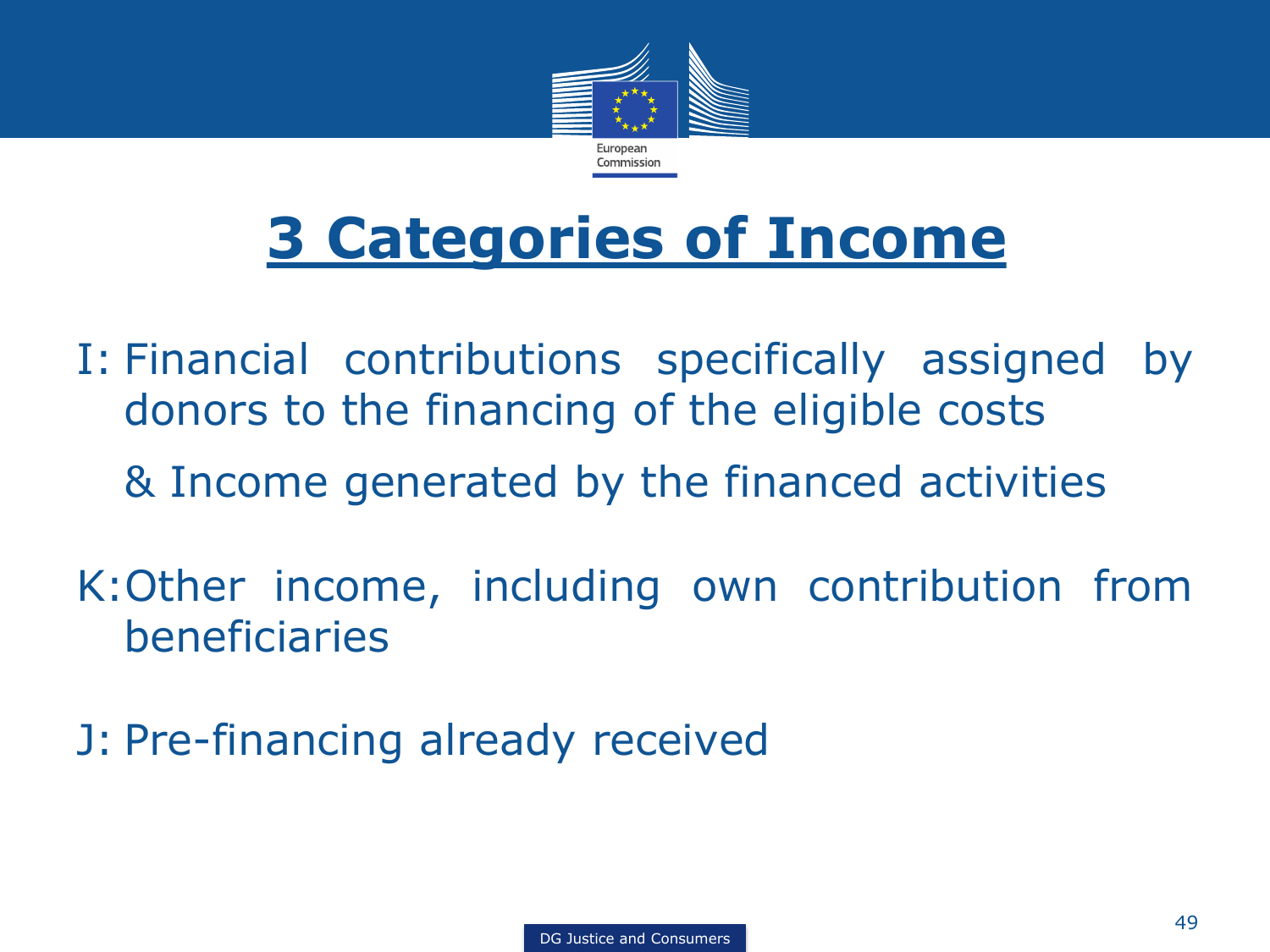# 3 Categories of Income

I: Financial contributions specifically assigned by donors to the financing of the eligible costs

& Income generated by the financed activities

K: Other income, including own contribution from beneficiaries

J: Pre-financing already received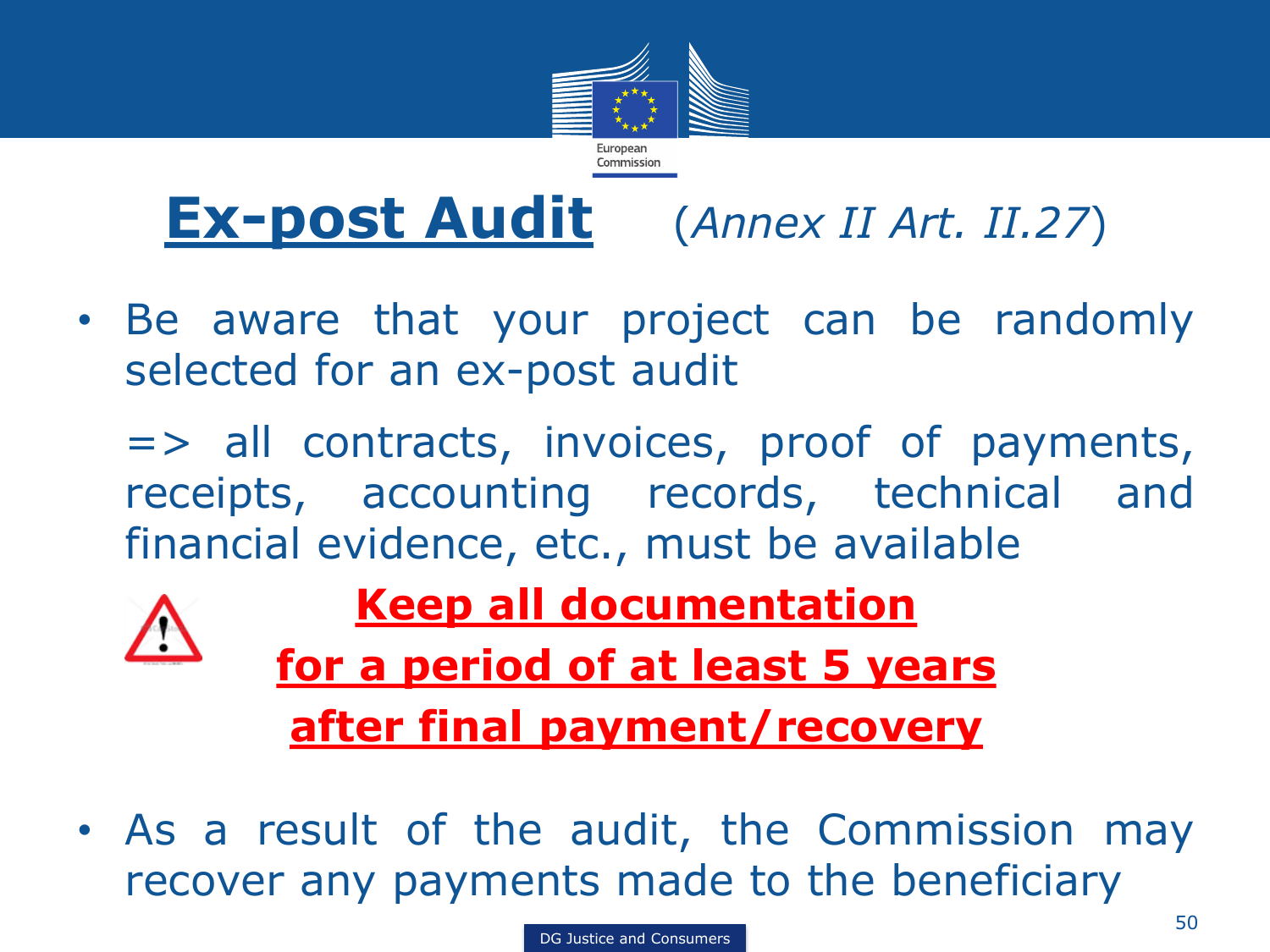# Ex-post Audit (*Annex II Art. II.27*)

- Be aware that your project can be randomly selected for an ex-post audit

  => all contracts, invoices, proof of payments, receipts, accounting records, technical and financial evidence, etc., must be available

  **Keep all documentation for a period of at least 5 years after final payment/recovery**

- As a result of the audit, the Commission may recover any payments made to the beneficiary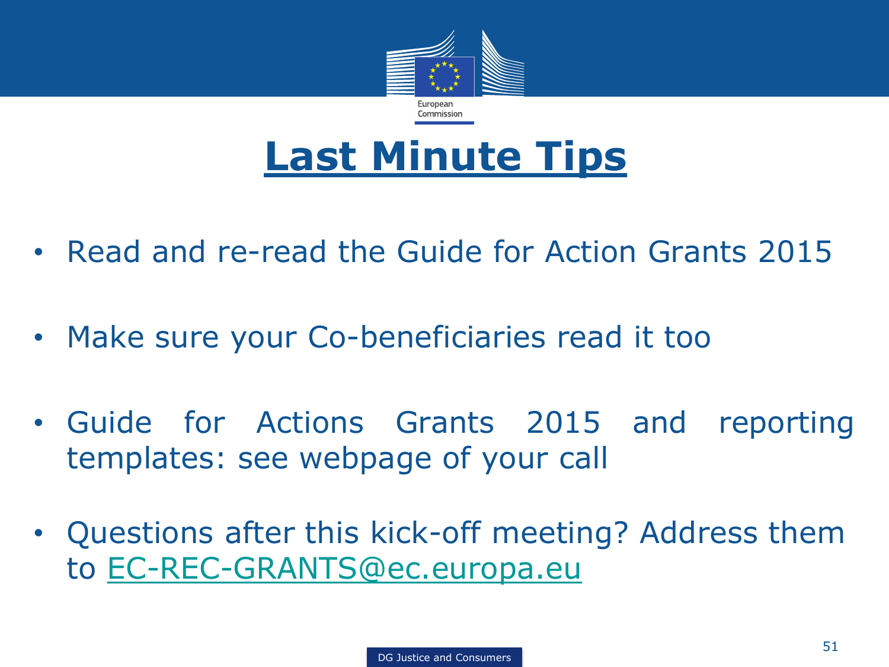# Last Minute Tips

- Read and re-read the Guide for Action Grants 2015
- Make sure your Co-beneficiaries read it too
- Guide for Actions Grants 2015 and reporting templates: see webpage of your call
- Questions after this kick-off meeting? Address them to EC-REC-GRANTS@ec.europa.eu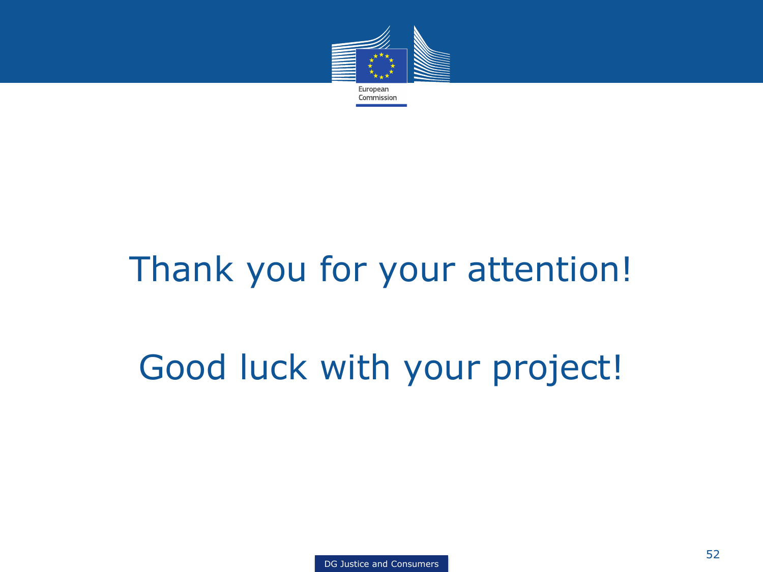Thank you for your attention!

Good luck with your project!